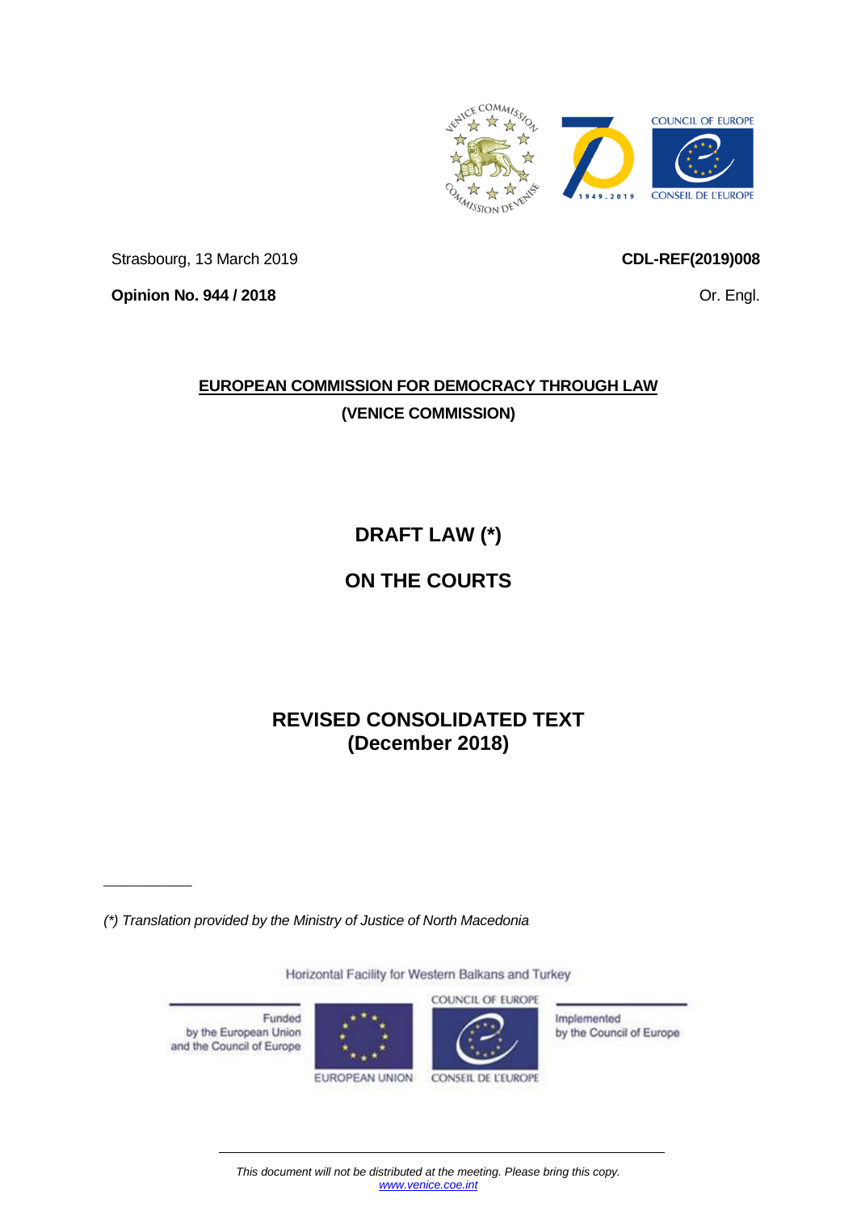Strasbourg, 13 March 2019

**CDL-REF(2019)008**

**Opinion No. 944 / 2018**

Or. Engl.

**EUROPEAN COMMISSION FOR DEMOCRACY THROUGH LAW**

**(VENICE COMMISSION)**

# DRAFT LAW (*)

# ON THE COURTS

## REVISED CONSOLIDATED TEXT (December 2018)

*(*) Translation provided by the Ministry of Justice of North Macedonia*

Horizontal Facility for Western Balkans and Turkey

Funded by the European Union and the Council of Europe

EUROPEAN UNION

COUNCIL OF EUROPE / CONSEIL DE L'EUROPE

Implemented by the Council of Europe

*This document will not be distributed at the meeting. Please bring this copy.*
*www.venice.coe.int*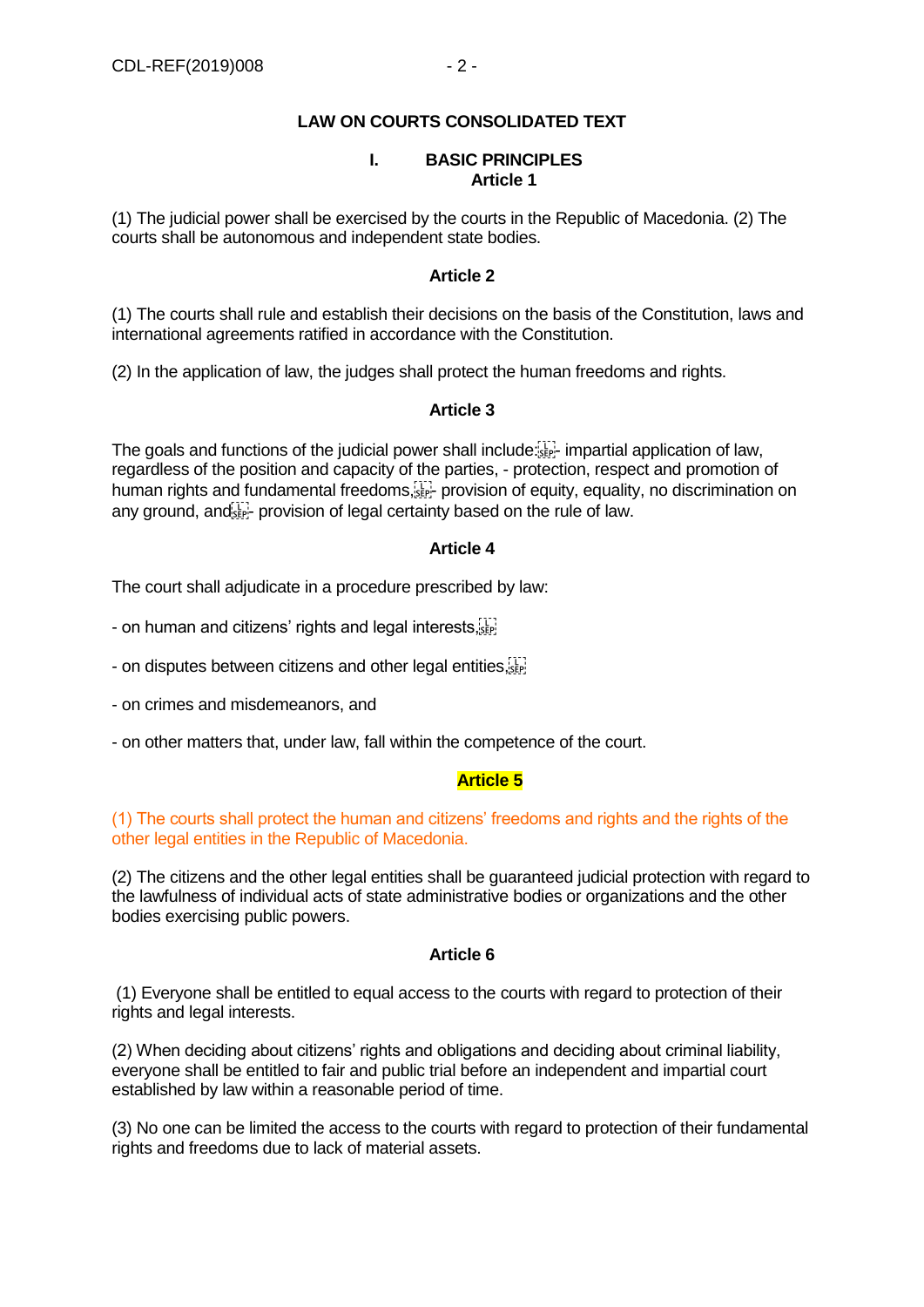## LAW ON COURTS CONSOLIDATED TEXT

### I. BASIC PRINCIPLES

#### Article 1

(1) The judicial power shall be exercised by the courts in the Republic of Macedonia. (2) The courts shall be autonomous and independent state bodies.

#### Article 2

(1) The courts shall rule and establish their decisions on the basis of the Constitution, laws and international agreements ratified in accordance with the Constitution.

(2) In the application of law, the judges shall protect the human freedoms and rights.

#### Article 3

The goals and functions of the judicial power shall include:
- impartial application of law, regardless of the position and capacity of the parties,
- protection, respect and promotion of human rights and fundamental freedoms,
- provision of equity, equality, no discrimination on any ground, and
- provision of legal certainty based on the rule of law.

#### Article 4

The court shall adjudicate in a procedure prescribed by law:

- on human and citizens' rights and legal interests,
- on disputes between citizens and other legal entities,
- on crimes and misdemeanors, and
- on other matters that, under law, fall within the competence of the court.

#### Article 5

(1) The courts shall protect the human and citizens' freedoms and rights and the rights of the other legal entities in the Republic of Macedonia.

(2) The citizens and the other legal entities shall be guaranteed judicial protection with regard to the lawfulness of individual acts of state administrative bodies or organizations and the other bodies exercising public powers.

#### Article 6

(1) Everyone shall be entitled to equal access to the courts with regard to protection of their rights and legal interests.

(2) When deciding about citizens' rights and obligations and deciding about criminal liability, everyone shall be entitled to fair and public trial before an independent and impartial court established by law within a reasonable period of time.

(3) No one can be limited the access to the courts with regard to protection of their fundamental rights and freedoms due to lack of material assets.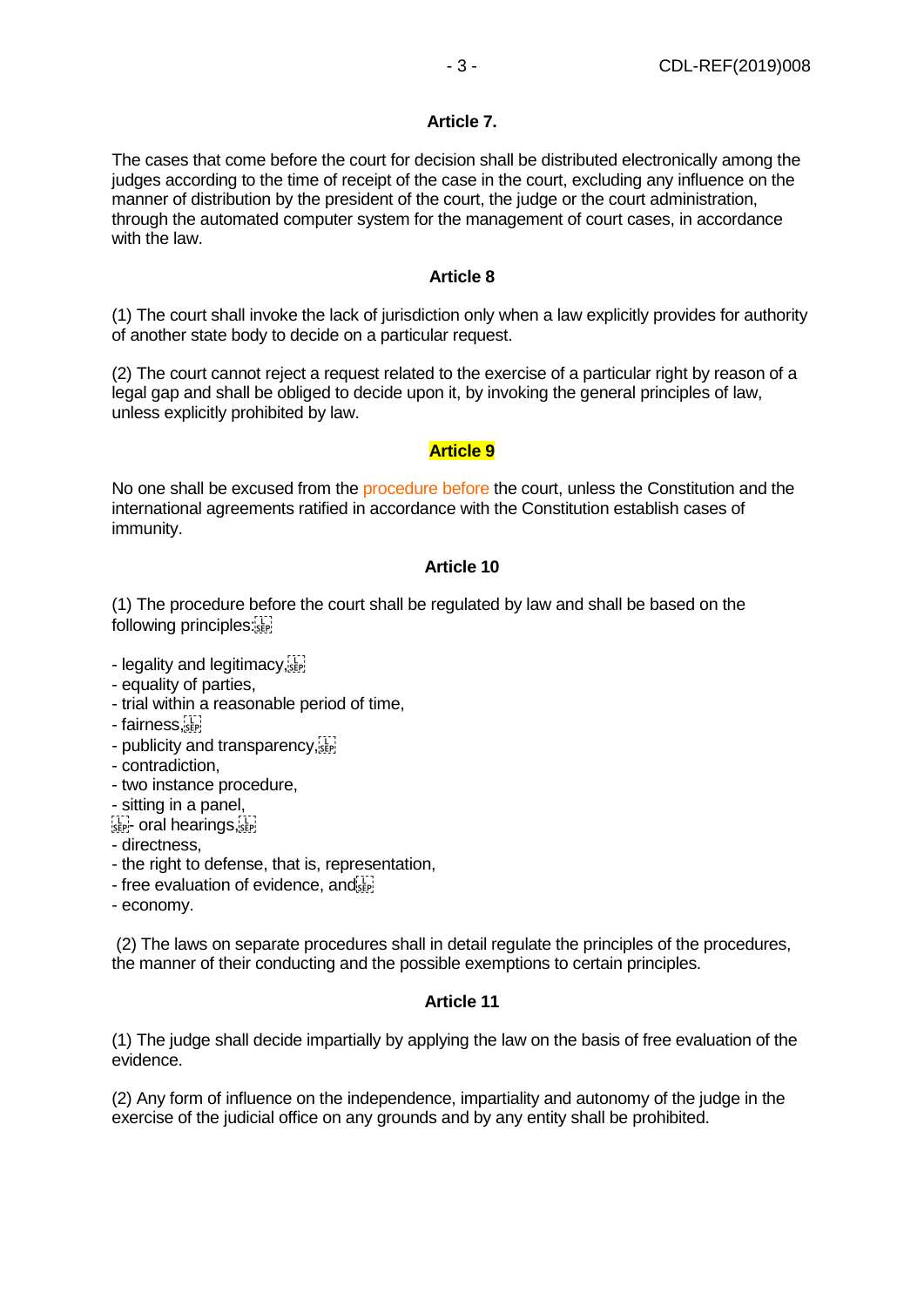### Article 7.

The cases that come before the court for decision shall be distributed electronically among the judges according to the time of receipt of the case in the court, excluding any influence on the manner of distribution by the president of the court, the judge or the court administration, through the automated computer system for the management of court cases, in accordance with the law.

### Article 8

(1) The court shall invoke the lack of jurisdiction only when a law explicitly provides for authority of another state body to decide on a particular request.

(2) The court cannot reject a request related to the exercise of a particular right by reason of a legal gap and shall be obliged to decide upon it, by invoking the general principles of law, unless explicitly prohibited by law.

### Article 9

No one shall be excused from the procedure before the court, unless the Constitution and the international agreements ratified in accordance with the Constitution establish cases of immunity.

### Article 10

(1) The procedure before the court shall be regulated by law and shall be based on the following principles:

- legality and legitimacy,
- equality of parties,
- trial within a reasonable period of time,
- fairness,
- publicity and transparency,
- contradiction,
- two instance procedure,
- sitting in a panel,
- oral hearings,
- directness,
- the right to defense, that is, representation,
- free evaluation of evidence, and
- economy.

(2) The laws on separate procedures shall in detail regulate the principles of the procedures, the manner of their conducting and the possible exemptions to certain principles.

### Article 11

(1) The judge shall decide impartially by applying the law on the basis of free evaluation of the evidence.

(2) Any form of influence on the independence, impartiality and autonomy of the judge in the exercise of the judicial office on any grounds and by any entity shall be prohibited.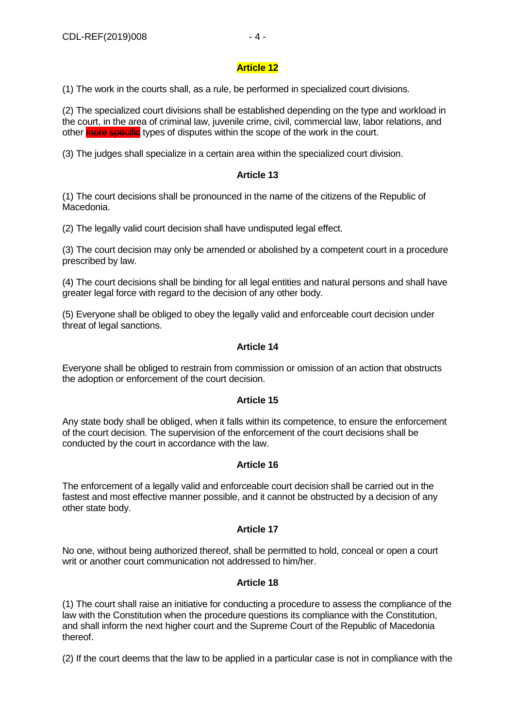**Article 12**

(1) The work in the courts shall, as a rule, be performed in specialized court divisions.

(2) The specialized court divisions shall be established depending on the type and workload in the court, in the area of criminal law, juvenile crime, civil, commercial law, labor relations, and other more specific types of disputes within the scope of the work in the court.

(3) The judges shall specialize in a certain area within the specialized court division.

**Article 13**

(1) The court decisions shall be pronounced in the name of the citizens of the Republic of Macedonia.

(2) The legally valid court decision shall have undisputed legal effect.

(3) The court decision may only be amended or abolished by a competent court in a procedure prescribed by law.

(4) The court decisions shall be binding for all legal entities and natural persons and shall have greater legal force with regard to the decision of any other body.

(5) Everyone shall be obliged to obey the legally valid and enforceable court decision under threat of legal sanctions.

**Article 14**

Everyone shall be obliged to restrain from commission or omission of an action that obstructs the adoption or enforcement of the court decision.

**Article 15**

Any state body shall be obliged, when it falls within its competence, to ensure the enforcement of the court decision. The supervision of the enforcement of the court decisions shall be conducted by the court in accordance with the law.

**Article 16**

The enforcement of a legally valid and enforceable court decision shall be carried out in the fastest and most effective manner possible, and it cannot be obstructed by a decision of any other state body.

**Article 17**

No one, without being authorized thereof, shall be permitted to hold, conceal or open a court writ or another court communication not addressed to him/her.

**Article 18**

(1) The court shall raise an initiative for conducting a procedure to assess the compliance of the law with the Constitution when the procedure questions its compliance with the Constitution, and shall inform the next higher court and the Supreme Court of the Republic of Macedonia thereof.

(2) If the court deems that the law to be applied in a particular case is not in compliance with the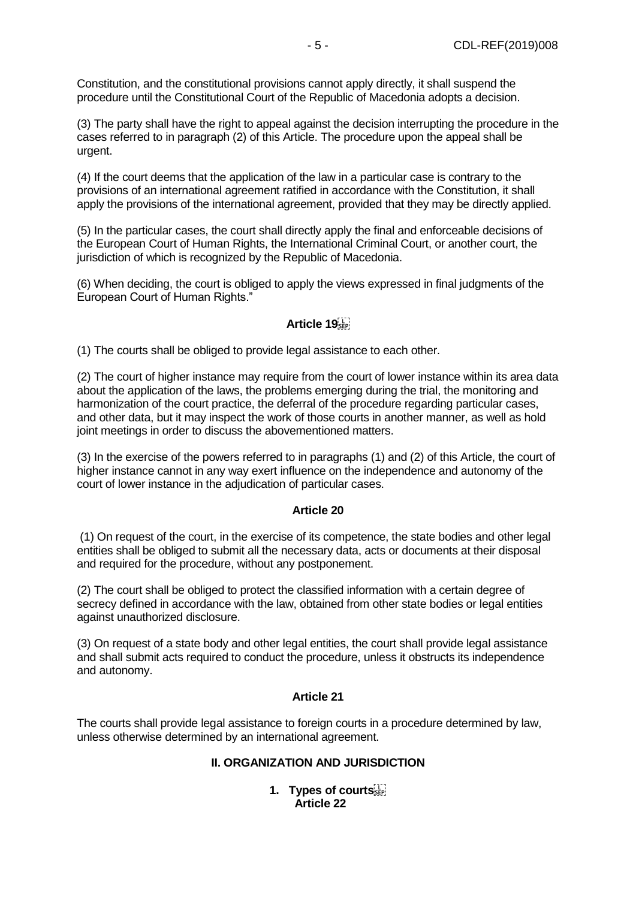Constitution, and the constitutional provisions cannot apply directly, it shall suspend the procedure until the Constitutional Court of the Republic of Macedonia adopts a decision.

(3) The party shall have the right to appeal against the decision interrupting the procedure in the cases referred to in paragraph (2) of this Article. The procedure upon the appeal shall be urgent.

(4) If the court deems that the application of the law in a particular case is contrary to the provisions of an international agreement ratified in accordance with the Constitution, it shall apply the provisions of the international agreement, provided that they may be directly applied.

(5) In the particular cases, the court shall directly apply the final and enforceable decisions of the European Court of Human Rights, the International Criminal Court, or another court, the jurisdiction of which is recognized by the Republic of Macedonia.

(6) When deciding, the court is obliged to apply the views expressed in final judgments of the European Court of Human Rights."

**Article 19**

(1) The courts shall be obliged to provide legal assistance to each other.

(2) The court of higher instance may require from the court of lower instance within its area data about the application of the laws, the problems emerging during the trial, the monitoring and harmonization of the court practice, the deferral of the procedure regarding particular cases, and other data, but it may inspect the work of those courts in another manner, as well as hold joint meetings in order to discuss the abovementioned matters.

(3) In the exercise of the powers referred to in paragraphs (1) and (2) of this Article, the court of higher instance cannot in any way exert influence on the independence and autonomy of the court of lower instance in the adjudication of particular cases.

**Article 20**

(1) On request of the court, in the exercise of its competence, the state bodies and other legal entities shall be obliged to submit all the necessary data, acts or documents at their disposal and required for the procedure, without any postponement.

(2) The court shall be obliged to protect the classified information with a certain degree of secrecy defined in accordance with the law, obtained from other state bodies or legal entities against unauthorized disclosure.

(3) On request of a state body and other legal entities, the court shall provide legal assistance and shall submit acts required to conduct the procedure, unless it obstructs its independence and autonomy.

**Article 21**

The courts shall provide legal assistance to foreign courts in a procedure determined by law, unless otherwise determined by an international agreement.

## II. ORGANIZATION AND JURISDICTION

### 1. Types of courts

**Article 22**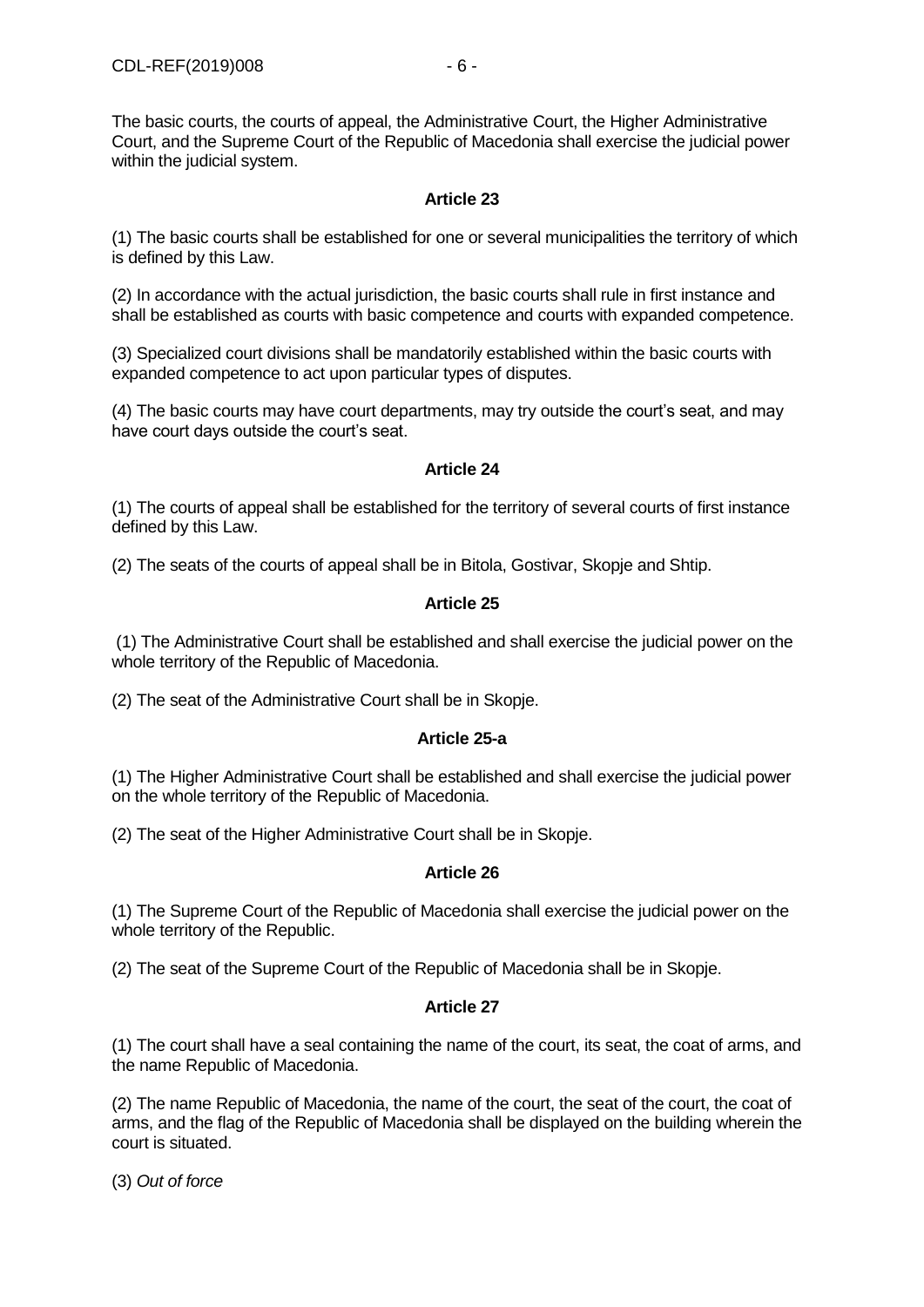The basic courts, the courts of appeal, the Administrative Court, the Higher Administrative Court, and the Supreme Court of the Republic of Macedonia shall exercise the judicial power within the judicial system.

**Article 23**

(1) The basic courts shall be established for one or several municipalities the territory of which is defined by this Law.

(2) In accordance with the actual jurisdiction, the basic courts shall rule in first instance and shall be established as courts with basic competence and courts with expanded competence.

(3) Specialized court divisions shall be mandatorily established within the basic courts with expanded competence to act upon particular types of disputes.

(4) The basic courts may have court departments, may try outside the court's seat, and may have court days outside the court's seat.

**Article 24**

(1) The courts of appeal shall be established for the territory of several courts of first instance defined by this Law.

(2) The seats of the courts of appeal shall be in Bitola, Gostivar, Skopje and Shtip.

**Article 25**

(1) The Administrative Court shall be established and shall exercise the judicial power on the whole territory of the Republic of Macedonia.

(2) The seat of the Administrative Court shall be in Skopje.

**Article 25-a**

(1) The Higher Administrative Court shall be established and shall exercise the judicial power on the whole territory of the Republic of Macedonia.

(2) The seat of the Higher Administrative Court shall be in Skopje.

**Article 26**

(1) The Supreme Court of the Republic of Macedonia shall exercise the judicial power on the whole territory of the Republic.

(2) The seat of the Supreme Court of the Republic of Macedonia shall be in Skopje.

**Article 27**

(1) The court shall have a seal containing the name of the court, its seat, the coat of arms, and the name Republic of Macedonia.

(2) The name Republic of Macedonia, the name of the court, the seat of the court, the coat of arms, and the flag of the Republic of Macedonia shall be displayed on the building wherein the court is situated.

(3) *Out of force*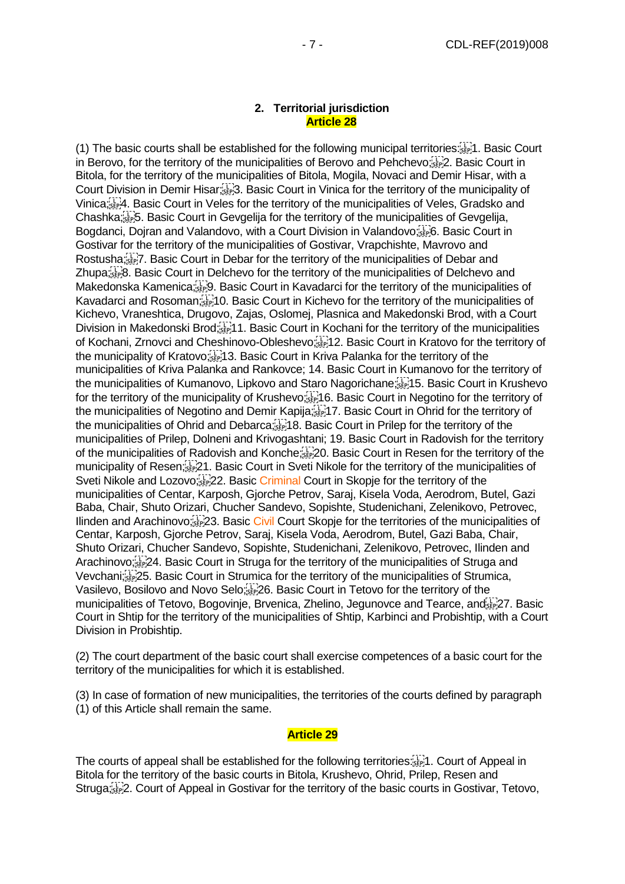**2. Territorial jurisdiction**
**Article 28**

(1) The basic courts shall be established for the following municipal territories:
1. Basic Court in Berovo, for the territory of the municipalities of Berovo and Pehchevo;
2. Basic Court in Bitola, for the territory of the municipalities of Bitola, Mogila, Novaci and Demir Hisar, with a Court Division in Demir Hisar;
3. Basic Court in Vinica for the territory of the municipality of Vinica;
4. Basic Court in Veles for the territory of the municipalities of Veles, Gradsko and Chashka;
5. Basic Court in Gevgelija for the territory of the municipalities of Gevgelija, Bogdanci, Dojran and Valandovo, with a Court Division in Valandovo;
6. Basic Court in Gostivar for the territory of the municipalities of Gostivar, Vrapchishte, Mavrovo and Rostusha;
7. Basic Court in Debar for the territory of the municipalities of Debar and Zhupa;
8. Basic Court in Delchevo for the territory of the municipalities of Delchevo and Makedonska Kamenica;
9. Basic Court in Kavadarci for the territory of the municipalities of Kavadarci and Rosoman;
10. Basic Court in Kichevo for the territory of the municipalities of Kichevo, Vraneshtica, Drugovo, Zajas, Oslomej, Plasnica and Makedonski Brod, with a Court Division in Makedonski Brod;
11. Basic Court in Kochani for the territory of the municipalities of Kochani, Zrnovci and Cheshinovo-Obleshevo;
12. Basic Court in Kratovo for the territory of the municipality of Kratovo;
13. Basic Court in Kriva Palanka for the territory of the municipalities of Kriva Palanka and Rankovce;
14. Basic Court in Kumanovo for the territory of the municipalities of Kumanovo, Lipkovo and Staro Nagorichane;
15. Basic Court in Krushevo for the territory of the municipality of Krushevo;
16. Basic Court in Negotino for the territory of the municipalities of Negotino and Demir Kapija;
17. Basic Court in Ohrid for the territory of the municipalities of Ohrid and Debarca;
18. Basic Court in Prilep for the territory of the municipalities of Prilep, Dolneni and Krivogashtani;
19. Basic Court in Radovish for the territory of the municipalities of Radovish and Konche;
20. Basic Court in Resen for the territory of the municipality of Resen;
21. Basic Court in Sveti Nikole for the territory of the municipalities of Sveti Nikole and Lozovo;
22. Basic Criminal Court in Skopje for the territory of the municipalities of Centar, Karposh, Gjorche Petrov, Saraj, Kisela Voda, Aerodrom, Butel, Gazi Baba, Chair, Shuto Orizari, Chucher Sandevo, Sopishte, Studenichani, Zelenikovo, Petrovec, Ilinden and Arachinovo;
23. Basic Civil Court Skopje for the territories of the municipalities of Centar, Karposh, Gjorche Petrov, Saraj, Kisela Voda, Aerodrom, Butel, Gazi Baba, Chair, Shuto Orizari, Chucher Sandevo, Sopishte, Studenichani, Zelenikovo, Petrovec, Ilinden and Arachinovo;
24. Basic Court in Struga for the territory of the municipalities of Struga and Vevchani;
25. Basic Court in Strumica for the territory of the municipalities of Strumica, Vasilevo, Bosilovo and Novo Selo;
26. Basic Court in Tetovo for the territory of the municipalities of Tetovo, Bogovinje, Brvenica, Zhelino, Jegunovce and Tearce, and
27. Basic Court in Shtip for the territory of the municipalities of Shtip, Karbinci and Probishtip, with a Court Division in Probishtip.

(2) The court department of the basic court shall exercise competences of a basic court for the territory of the municipalities for which it is established.

(3) In case of formation of new municipalities, the territories of the courts defined by paragraph (1) of this Article shall remain the same.

**Article 29**

The courts of appeal shall be established for the following territories:
1. Court of Appeal in Bitola for the territory of the basic courts in Bitola, Krushevo, Ohrid, Prilep, Resen and Struga;
2. Court of Appeal in Gostivar for the territory of the basic courts in Gostivar, Tetovo,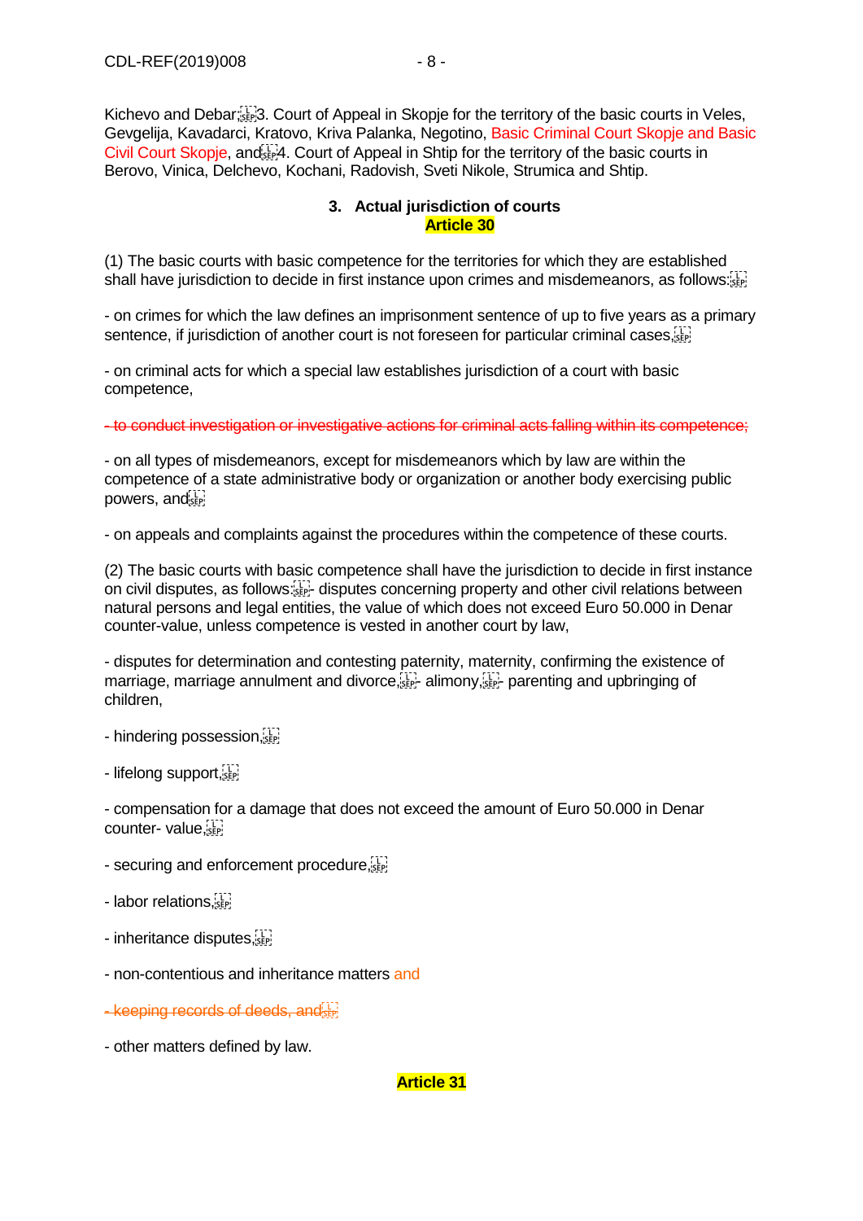Kichevo and Debar; 3. Court of Appeal in Skopje for the territory of the basic courts in Veles, Gevgelija, Kavadarci, Kratovo, Kriva Palanka, Negotino, Basic Criminal Court Skopje and Basic Civil Court Skopje, and 4. Court of Appeal in Shtip for the territory of the basic courts in Berovo, Vinica, Delchevo, Kochani, Radovish, Sveti Nikole, Strumica and Shtip.

### 3. Actual jurisdiction of courts

**Article 30**

(1) The basic courts with basic competence for the territories for which they are established shall have jurisdiction to decide in first instance upon crimes and misdemeanors, as follows:

- on crimes for which the law defines an imprisonment sentence of up to five years as a primary sentence, if jurisdiction of another court is not foreseen for particular criminal cases,

- on criminal acts for which a special law establishes jurisdiction of a court with basic competence,

~~- to conduct investigation or investigative actions for criminal acts falling within its competence;~~

- on all types of misdemeanors, except for misdemeanors which by law are within the competence of a state administrative body or organization or another body exercising public powers, and

- on appeals and complaints against the procedures within the competence of these courts.

(2) The basic courts with basic competence shall have the jurisdiction to decide in first instance on civil disputes, as follows: - disputes concerning property and other civil relations between natural persons and legal entities, the value of which does not exceed Euro 50.000 in Denar counter-value, unless competence is vested in another court by law,

- disputes for determination and contesting paternity, maternity, confirming the existence of marriage, marriage annulment and divorce, - alimony, - parenting and upbringing of children,

- hindering possession,

- lifelong support,

- compensation for a damage that does not exceed the amount of Euro 50.000 in Denar counter- value,

- securing and enforcement procedure,

- labor relations,

- inheritance disputes,

- non-contentious and inheritance matters and

~~- keeping records of deeds, and~~

- other matters defined by law.

**Article 31**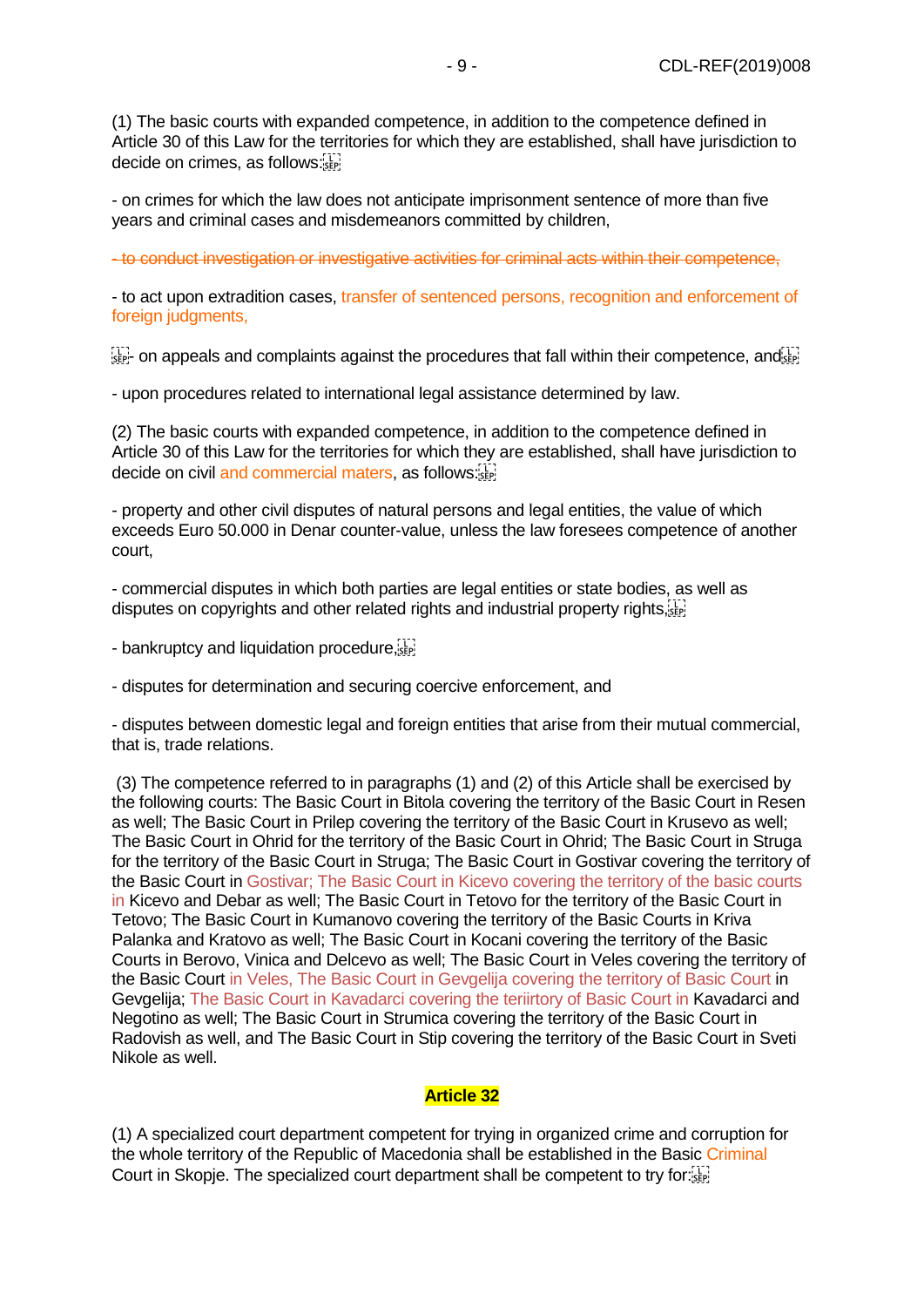(1) The basic courts with expanded competence, in addition to the competence defined in Article 30 of this Law for the territories for which they are established, shall have jurisdiction to decide on crimes, as follows:

- on crimes for which the law does not anticipate imprisonment sentence of more than five years and criminal cases and misdemeanors committed by children,

~~- to conduct investigation or investigative activities for criminal acts within their competence,~~

- to act upon extradition cases, transfer of sentenced persons, recognition and enforcement of foreign judgments,

- on appeals and complaints against the procedures that fall within their competence, and

- upon procedures related to international legal assistance determined by law.

(2) The basic courts with expanded competence, in addition to the competence defined in Article 30 of this Law for the territories for which they are established, shall have jurisdiction to decide on civil and commercial maters, as follows:

- property and other civil disputes of natural persons and legal entities, the value of which exceeds Euro 50.000 in Denar counter-value, unless the law foresees competence of another court,

- commercial disputes in which both parties are legal entities or state bodies, as well as disputes on copyrights and other related rights and industrial property rights,

- bankruptcy and liquidation procedure,

- disputes for determination and securing coercive enforcement, and

- disputes between domestic legal and foreign entities that arise from their mutual commercial, that is, trade relations.

(3) The competence referred to in paragraphs (1) and (2) of this Article shall be exercised by the following courts: The Basic Court in Bitola covering the territory of the Basic Court in Resen as well; The Basic Court in Prilep covering the territory of the Basic Court in Krusevo as well; The Basic Court in Ohrid for the territory of the Basic Court in Ohrid; The Basic Court in Struga for the territory of the Basic Court in Struga; The Basic Court in Gostivar covering the territory of the Basic Court in Gostivar; The Basic Court in Kicevo covering the territory of the basic courts in Kicevo and Debar as well; The Basic Court in Tetovo for the territory of the Basic Court in Tetovo; The Basic Court in Kumanovo covering the territory of the Basic Courts in Kriva Palanka and Kratovo as well; The Basic Court in Kocani covering the territory of the Basic Courts in Berovo, Vinica and Delcevo as well; The Basic Court in Veles covering the territory of the Basic Court in Veles, The Basic Court in Gevgelija covering the territory of Basic Court in Gevgelija; The Basic Court in Kavadarci covering the teriirtory of Basic Court in Kavadarci and Negotino as well; The Basic Court in Strumica covering the territory of the Basic Court in Radovish as well, and The Basic Court in Stip covering the territory of the Basic Court in Sveti Nikole as well.

## Article 32

(1) A specialized court department competent for trying in organized crime and corruption for the whole territory of the Republic of Macedonia shall be established in the Basic Criminal Court in Skopje. The specialized court department shall be competent to try for: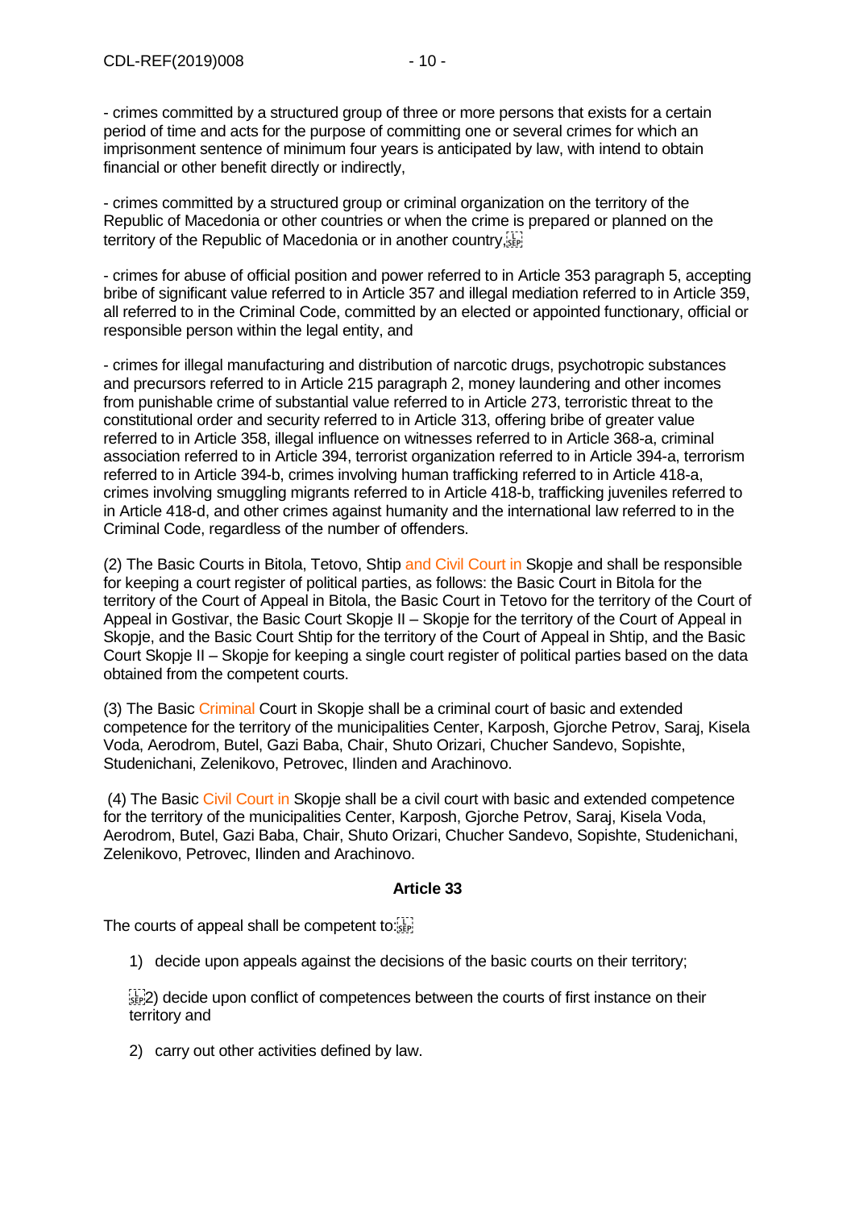- crimes committed by a structured group of three or more persons that exists for a certain period of time and acts for the purpose of committing one or several crimes for which an imprisonment sentence of minimum four years is anticipated by law, with intend to obtain financial or other benefit directly or indirectly,

- crimes committed by a structured group or criminal organization on the territory of the Republic of Macedonia or other countries or when the crime is prepared or planned on the territory of the Republic of Macedonia or in another country,

- crimes for abuse of official position and power referred to in Article 353 paragraph 5, accepting bribe of significant value referred to in Article 357 and illegal mediation referred to in Article 359, all referred to in the Criminal Code, committed by an elected or appointed functionary, official or responsible person within the legal entity, and

- crimes for illegal manufacturing and distribution of narcotic drugs, psychotropic substances and precursors referred to in Article 215 paragraph 2, money laundering and other incomes from punishable crime of substantial value referred to in Article 273, terroristic threat to the constitutional order and security referred to in Article 313, offering bribe of greater value referred to in Article 358, illegal influence on witnesses referred to in Article 368-a, criminal association referred to in Article 394, terrorist organization referred to in Article 394-a, terrorism referred to in Article 394-b, crimes involving human trafficking referred to in Article 418-a, crimes involving smuggling migrants referred to in Article 418-b, trafficking juveniles referred to in Article 418-d, and other crimes against humanity and the international law referred to in the Criminal Code, regardless of the number of offenders.

(2) The Basic Courts in Bitola, Tetovo, Shtip and Civil Court in Skopje and shall be responsible for keeping a court register of political parties, as follows: the Basic Court in Bitola for the territory of the Court of Appeal in Bitola, the Basic Court in Tetovo for the territory of the Court of Appeal in Gostivar, the Basic Court Skopje II – Skopje for the territory of the Court of Appeal in Skopje, and the Basic Court Shtip for the territory of the Court of Appeal in Shtip, and the Basic Court Skopje II – Skopje for keeping a single court register of political parties based on the data obtained from the competent courts.

(3) The Basic Criminal Court in Skopje shall be a criminal court of basic and extended competence for the territory of the municipalities Center, Karposh, Gjorche Petrov, Saraj, Kisela Voda, Aerodrom, Butel, Gazi Baba, Chair, Shuto Orizari, Chucher Sandevo, Sopishte, Studenichani, Zelenikovo, Petrovec, Ilinden and Arachinovo.

(4) The Basic Civil Court in Skopje shall be a civil court with basic and extended competence for the territory of the municipalities Center, Karposh, Gjorche Petrov, Saraj, Kisela Voda, Aerodrom, Butel, Gazi Baba, Chair, Shuto Orizari, Chucher Sandevo, Sopishte, Studenichani, Zelenikovo, Petrovec, Ilinden and Arachinovo.

**Article 33**

The courts of appeal shall be competent to:

1) decide upon appeals against the decisions of the basic courts on their territory;

2) decide upon conflict of competences between the courts of first instance on their territory and

2) carry out other activities defined by law.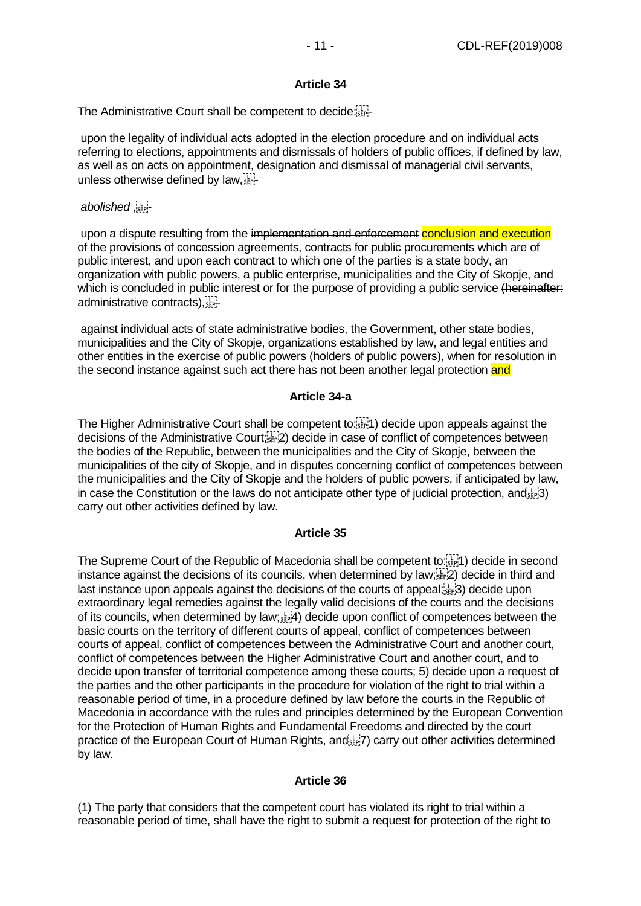**Article 34**

The Administrative Court shall be competent to decide:

- upon the legality of individual acts adopted in the election procedure and on individual acts referring to elections, appointments and dismissals of holders of public offices, if defined by law, as well as on acts on appointment, designation and dismissal of managerial civil servants, unless otherwise defined by law,

- *abolished* ,

- upon a dispute resulting from the ~~implementation and enforcement~~ conclusion and execution of the provisions of concession agreements, contracts for public procurements which are of public interest, and upon each contract to which one of the parties is a state body, an organization with public powers, a public enterprise, municipalities and the City of Skopje, and which is concluded in public interest or for the purpose of providing a public service ~~(hereinafter: administrative contracts)~~,

- against individual acts of state administrative bodies, the Government, other state bodies, municipalities and the City of Skopje, organizations established by law, and legal entities and other entities in the exercise of public powers (holders of public powers), when for resolution in the second instance against such act there has not been another legal protection ~~and~~

**Article 34-a**

The Higher Administrative Court shall be competent to: 1) decide upon appeals against the decisions of the Administrative Court; 2) decide in case of conflict of competences between the bodies of the Republic, between the municipalities and the City of Skopje, between the municipalities of the city of Skopje, and in disputes concerning conflict of competences between the municipalities and the City of Skopje and the holders of public powers, if anticipated by law, in case the Constitution or the laws do not anticipate other type of judicial protection, and 3) carry out other activities defined by law.

**Article 35**

The Supreme Court of the Republic of Macedonia shall be competent to: 1) decide in second instance against the decisions of its councils, when determined by law; 2) decide in third and last instance upon appeals against the decisions of the courts of appeal; 3) decide upon extraordinary legal remedies against the legally valid decisions of the courts and the decisions of its councils, when determined by law; 4) decide upon conflict of competences between the basic courts on the territory of different courts of appeal, conflict of competences between courts of appeal, conflict of competences between the Administrative Court and another court, conflict of competences between the Higher Administrative Court and another court, and to decide upon transfer of territorial competence among these courts; 5) decide upon a request of the parties and the other participants in the procedure for violation of the right to trial within a reasonable period of time, in a procedure defined by law before the courts in the Republic of Macedonia in accordance with the rules and principles determined by the European Convention for the Protection of Human Rights and Fundamental Freedoms and directed by the court practice of the European Court of Human Rights, and 7) carry out other activities determined by law.

**Article 36**

(1) The party that considers that the competent court has violated its right to trial within a reasonable period of time, shall have the right to submit a request for protection of the right to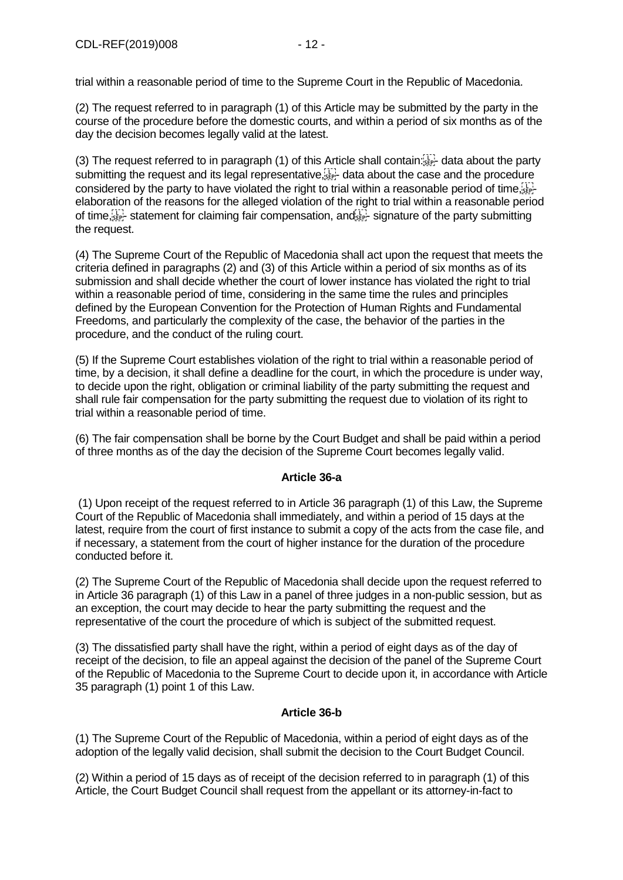trial within a reasonable period of time to the Supreme Court in the Republic of Macedonia.

(2) The request referred to in paragraph (1) of this Article may be submitted by the party in the course of the procedure before the domestic courts, and within a period of six months as of the day the decision becomes legally valid at the latest.

(3) The request referred to in paragraph (1) of this Article shall contain:
- data about the party submitting the request and its legal representative,
- data about the case and the procedure considered by the party to have violated the right to trial within a reasonable period of time,
- elaboration of the reasons for the alleged violation of the right to trial within a reasonable period of time,
- statement for claiming fair compensation, and
- signature of the party submitting the request.

(4) The Supreme Court of the Republic of Macedonia shall act upon the request that meets the criteria defined in paragraphs (2) and (3) of this Article within a period of six months as of its submission and shall decide whether the court of lower instance has violated the right to trial within a reasonable period of time, considering in the same time the rules and principles defined by the European Convention for the Protection of Human Rights and Fundamental Freedoms, and particularly the complexity of the case, the behavior of the parties in the procedure, and the conduct of the ruling court.

(5) If the Supreme Court establishes violation of the right to trial within a reasonable period of time, by a decision, it shall define a deadline for the court, in which the procedure is under way, to decide upon the right, obligation or criminal liability of the party submitting the request and shall rule fair compensation for the party submitting the request due to violation of its right to trial within a reasonable period of time.

(6) The fair compensation shall be borne by the Court Budget and shall be paid within a period of three months as of the day the decision of the Supreme Court becomes legally valid.

**Article 36-a**

(1) Upon receipt of the request referred to in Article 36 paragraph (1) of this Law, the Supreme Court of the Republic of Macedonia shall immediately, and within a period of 15 days at the latest, require from the court of first instance to submit a copy of the acts from the case file, and if necessary, a statement from the court of higher instance for the duration of the procedure conducted before it.

(2) The Supreme Court of the Republic of Macedonia shall decide upon the request referred to in Article 36 paragraph (1) of this Law in a panel of three judges in a non-public session, but as an exception, the court may decide to hear the party submitting the request and the representative of the court the procedure of which is subject of the submitted request.

(3) The dissatisfied party shall have the right, within a period of eight days as of the day of receipt of the decision, to file an appeal against the decision of the panel of the Supreme Court of the Republic of Macedonia to the Supreme Court to decide upon it, in accordance with Article 35 paragraph (1) point 1 of this Law.

**Article 36-b**

(1) The Supreme Court of the Republic of Macedonia, within a period of eight days as of the adoption of the legally valid decision, shall submit the decision to the Court Budget Council.

(2) Within a period of 15 days as of receipt of the decision referred to in paragraph (1) of this Article, the Court Budget Council shall request from the appellant or its attorney-in-fact to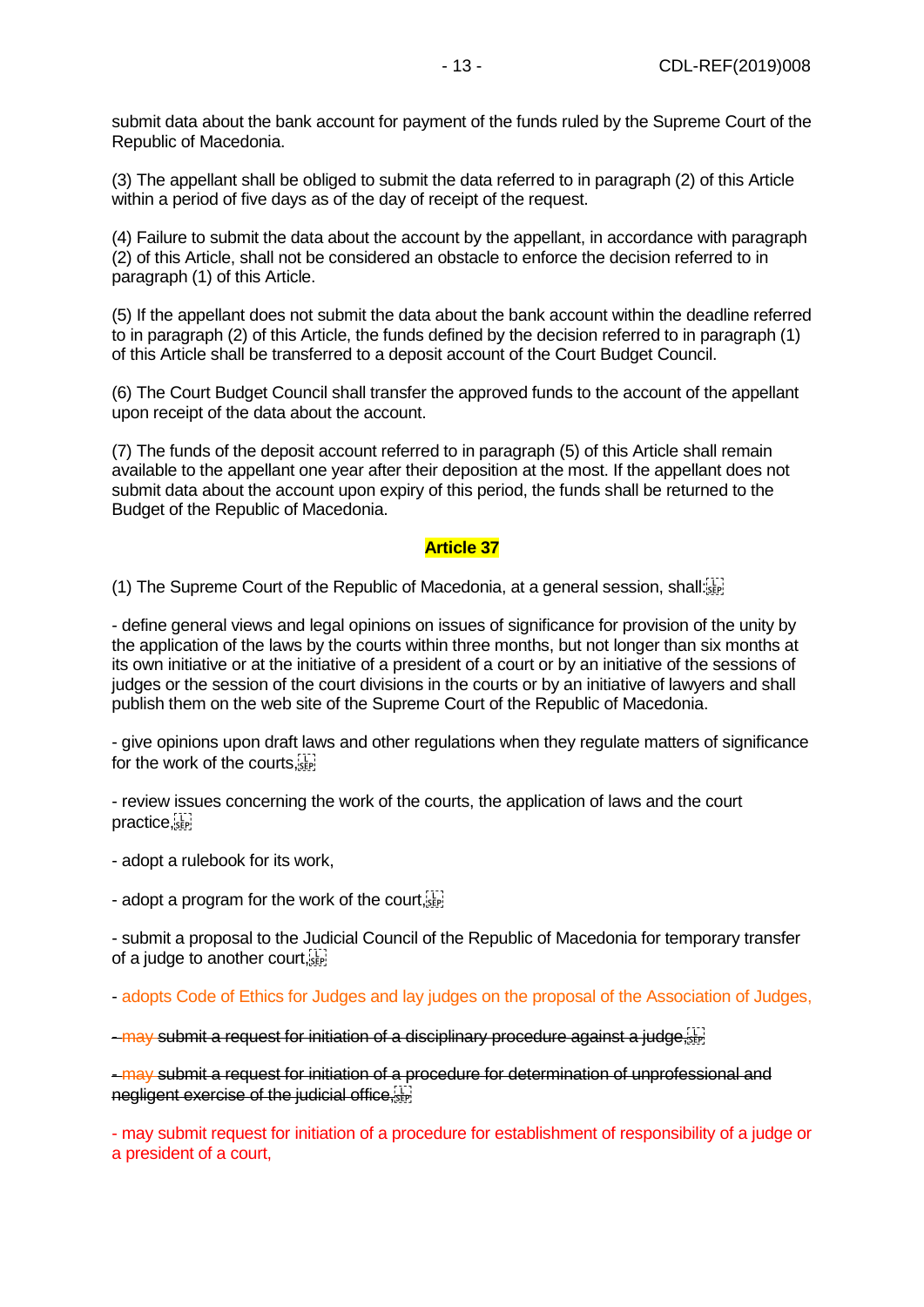submit data about the bank account for payment of the funds ruled by the Supreme Court of the Republic of Macedonia.

(3) The appellant shall be obliged to submit the data referred to in paragraph (2) of this Article within a period of five days as of the day of receipt of the request.

(4) Failure to submit the data about the account by the appellant, in accordance with paragraph (2) of this Article, shall not be considered an obstacle to enforce the decision referred to in paragraph (1) of this Article.

(5) If the appellant does not submit the data about the bank account within the deadline referred to in paragraph (2) of this Article, the funds defined by the decision referred to in paragraph (1) of this Article shall be transferred to a deposit account of the Court Budget Council.

(6) The Court Budget Council shall transfer the approved funds to the account of the appellant upon receipt of the data about the account.

(7) The funds of the deposit account referred to in paragraph (5) of this Article shall remain available to the appellant one year after their deposition at the most. If the appellant does not submit data about the account upon expiry of this period, the funds shall be returned to the Budget of the Republic of Macedonia.

**Article 37**

(1) The Supreme Court of the Republic of Macedonia, at a general session, shall:

- define general views and legal opinions on issues of significance for provision of the unity by the application of the laws by the courts within three months, but not longer than six months at its own initiative or at the initiative of a president of a court or by an initiative of the sessions of judges or the session of the court divisions in the courts or by an initiative of lawyers and shall publish them on the web site of the Supreme Court of the Republic of Macedonia.

- give opinions upon draft laws and other regulations when they regulate matters of significance for the work of the courts,

- review issues concerning the work of the courts, the application of laws and the court practice,

- adopt a rulebook for its work,

- adopt a program for the work of the court,

- submit a proposal to the Judicial Council of the Republic of Macedonia for temporary transfer of a judge to another court,

- adopts Code of Ethics for Judges and lay judges on the proposal of the Association of Judges,

~~- may submit a request for initiation of a disciplinary procedure against a judge,~~

~~- may submit a request for initiation of a procedure for determination of unprofessional and negligent exercise of the judicial office,~~

- may submit request for initiation of a procedure for establishment of responsibility of a judge or a president of a court,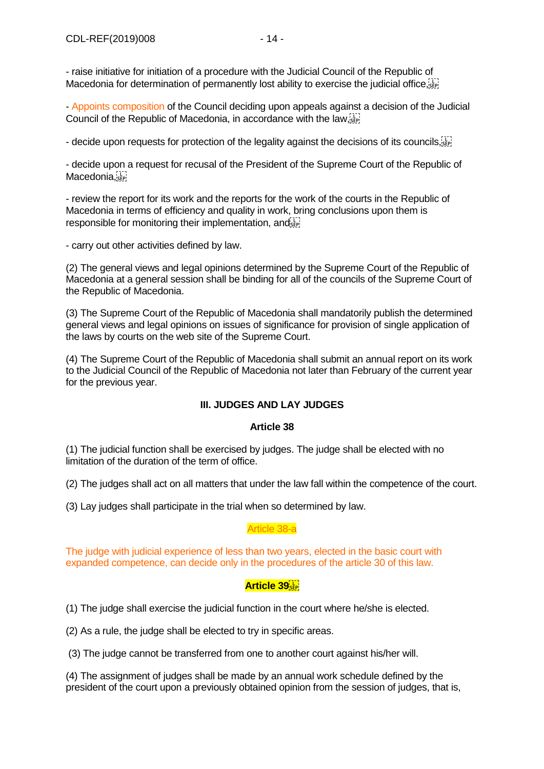- raise initiative for initiation of a procedure with the Judicial Council of the Republic of Macedonia for determination of permanently lost ability to exercise the judicial office,

- Appoints composition of the Council deciding upon appeals against a decision of the Judicial Council of the Republic of Macedonia, in accordance with the law,

- decide upon requests for protection of the legality against the decisions of its councils,

- decide upon a request for recusal of the President of the Supreme Court of the Republic of Macedonia,

- review the report for its work and the reports for the work of the courts in the Republic of Macedonia in terms of efficiency and quality in work, bring conclusions upon them is responsible for monitoring their implementation, and

- carry out other activities defined by law.

(2) The general views and legal opinions determined by the Supreme Court of the Republic of Macedonia at a general session shall be binding for all of the councils of the Supreme Court of the Republic of Macedonia.

(3) The Supreme Court of the Republic of Macedonia shall mandatorily publish the determined general views and legal opinions on issues of significance for provision of single application of the laws by courts on the web site of the Supreme Court.

(4) The Supreme Court of the Republic of Macedonia shall submit an annual report on its work to the Judicial Council of the Republic of Macedonia not later than February of the current year for the previous year.

## III. JUDGES AND LAY JUDGES

### Article 38

(1) The judicial function shall be exercised by judges. The judge shall be elected with no limitation of the duration of the term of office.

(2) The judges shall act on all matters that under the law fall within the competence of the court.

(3) Lay judges shall participate in the trial when so determined by law.

### Article 38-a

The judge with judicial experience of less than two years, elected in the basic court with expanded competence, can decide only in the procedures of the article 30 of this law.

### Article 39

(1) The judge shall exercise the judicial function in the court where he/she is elected.

(2) As a rule, the judge shall be elected to try in specific areas.

(3) The judge cannot be transferred from one to another court against his/her will.

(4) The assignment of judges shall be made by an annual work schedule defined by the president of the court upon a previously obtained opinion from the session of judges, that is,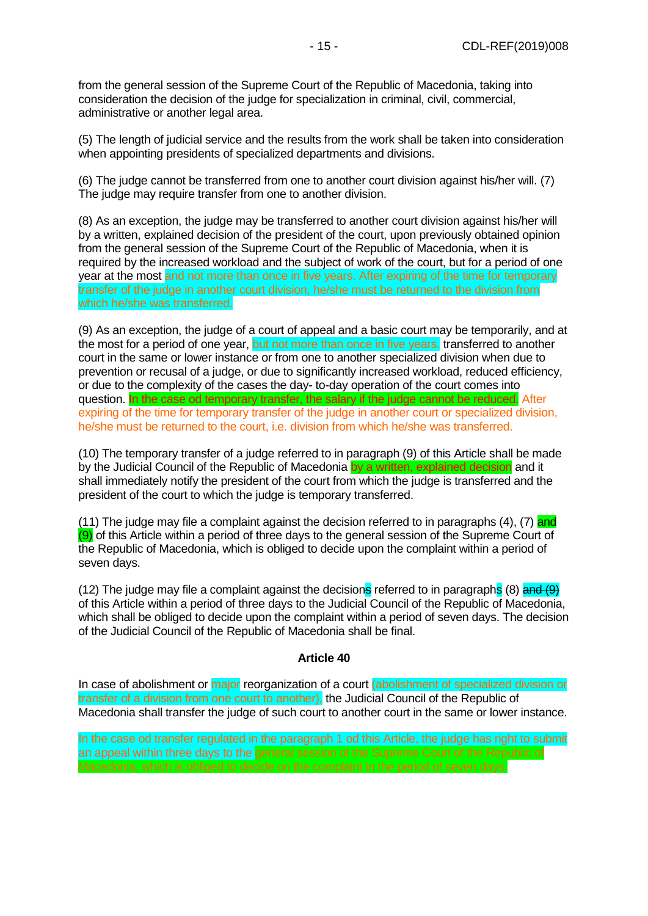from the general session of the Supreme Court of the Republic of Macedonia, taking into consideration the decision of the judge for specialization in criminal, civil, commercial, administrative or another legal area.

(5) The length of judicial service and the results from the work shall be taken into consideration when appointing presidents of specialized departments and divisions.

(6) The judge cannot be transferred from one to another court division against his/her will. (7) The judge may require transfer from one to another division.

(8) As an exception, the judge may be transferred to another court division against his/her will by a written, explained decision of the president of the court, upon previously obtained opinion from the general session of the Supreme Court of the Republic of Macedonia, when it is required by the increased workload and the subject of work of the court, but for a period of one year at the most and not more than once in five years. After expiring of the time for temporary transfer of the judge in another court division, he/she must be returned to the division from which he/she was transferred.

(9) As an exception, the judge of a court of appeal and a basic court may be temporarily, and at the most for a period of one year, but not more than once in five years, transferred to another court in the same or lower instance or from one to another specialized division when due to prevention or recusal of a judge, or due to significantly increased workload, reduced efficiency, or due to the complexity of the cases the day- to-day operation of the court comes into question. In the case od temporary transfer, the salary if the judge cannot be reduced. After expiring of the time for temporary transfer of the judge in another court or specialized division, he/she must be returned to the court, i.e. division from which he/she was transferred.

(10) The temporary transfer of a judge referred to in paragraph (9) of this Article shall be made by the Judicial Council of the Republic of Macedonia by a written, explained decision and it shall immediately notify the president of the court from which the judge is transferred and the president of the court to which the judge is temporary transferred.

(11) The judge may file a complaint against the decision referred to in paragraphs (4), (7) and (9) of this Article within a period of three days to the general session of the Supreme Court of the Republic of Macedonia, which is obliged to decide upon the complaint within a period of seven days.

(12) The judge may file a complaint against the decisions referred to in paragraphs (8) ~~and (9)~~ of this Article within a period of three days to the Judicial Council of the Republic of Macedonia, which shall be obliged to decide upon the complaint within a period of seven days. The decision of the Judicial Council of the Republic of Macedonia shall be final.

**Article 40**

In case of abolishment or major reorganization of a court (abolishment of specialized division or transfer of a division from one court to another), the Judicial Council of the Republic of Macedonia shall transfer the judge of such court to another court in the same or lower instance.

In the case od transfer regulated in the paragraph 1 od this Article, the judge has right to submit an appeal within three days to the general session of the Supreme Court of the Republic of Macedonia, which is obliged to decide on the complaint in the period of seven days.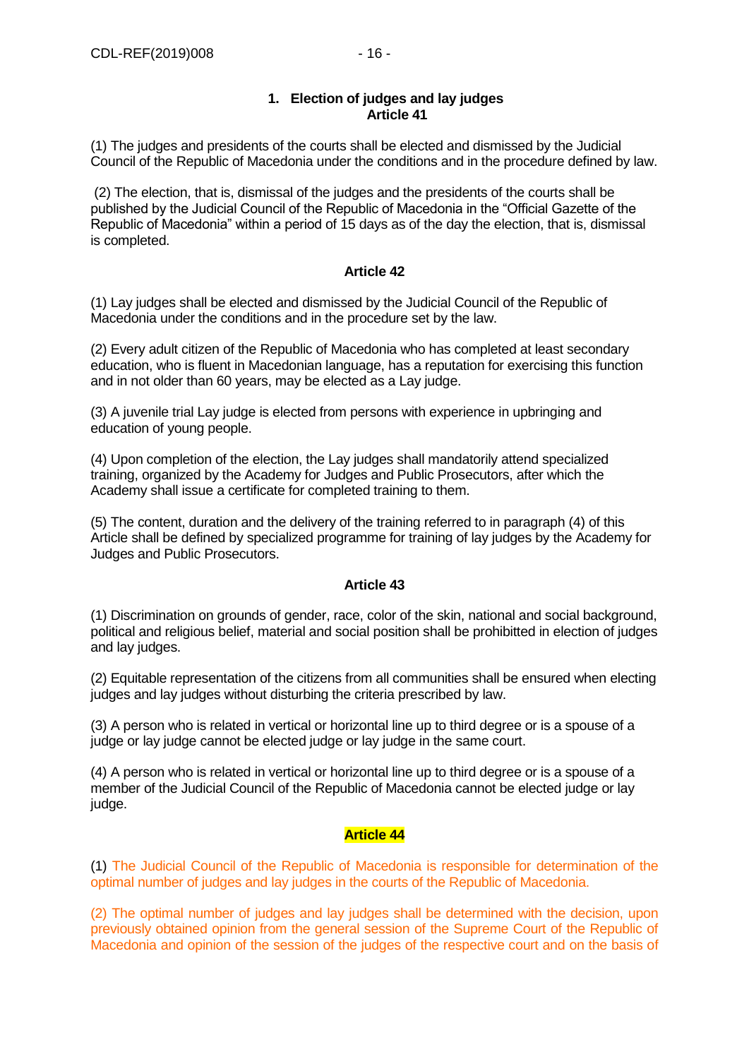## 1. Election of judges and lay judges

### Article 41

(1) The judges and presidents of the courts shall be elected and dismissed by the Judicial Council of the Republic of Macedonia under the conditions and in the procedure defined by law.

(2) The election, that is, dismissal of the judges and the presidents of the courts shall be published by the Judicial Council of the Republic of Macedonia in the "Official Gazette of the Republic of Macedonia" within a period of 15 days as of the day the election, that is, dismissal is completed.

### Article 42

(1) Lay judges shall be elected and dismissed by the Judicial Council of the Republic of Macedonia under the conditions and in the procedure set by the law.

(2) Every adult citizen of the Republic of Macedonia who has completed at least secondary education, who is fluent in Macedonian language, has a reputation for exercising this function and in not older than 60 years, may be elected as a Lay judge.

(3) A juvenile trial Lay judge is elected from persons with experience in upbringing and education of young people.

(4) Upon completion of the election, the Lay judges shall mandatorily attend specialized training, organized by the Academy for Judges and Public Prosecutors, after which the Academy shall issue a certificate for completed training to them.

(5) The content, duration and the delivery of the training referred to in paragraph (4) of this Article shall be defined by specialized programme for training of lay judges by the Academy for Judges and Public Prosecutors.

### Article 43

(1) Discrimination on grounds of gender, race, color of the skin, national and social background, political and religious belief, material and social position shall be prohibitted in election of judges and lay judges.

(2) Equitable representation of the citizens from all communities shall be ensured when electing judges and lay judges without disturbing the criteria prescribed by law.

(3) A person who is related in vertical or horizontal line up to third degree or is a spouse of a judge or lay judge cannot be elected judge or lay judge in the same court.

(4) A person who is related in vertical or horizontal line up to third degree or is a spouse of a member of the Judicial Council of the Republic of Macedonia cannot be elected judge or lay judge.

### Article 44

(1) The Judicial Council of the Republic of Macedonia is responsible for determination of the optimal number of judges and lay judges in the courts of the Republic of Macedonia.

(2) The optimal number of judges and lay judges shall be determined with the decision, upon previously obtained opinion from the general session of the Supreme Court of the Republic of Macedonia and opinion of the session of the judges of the respective court and on the basis of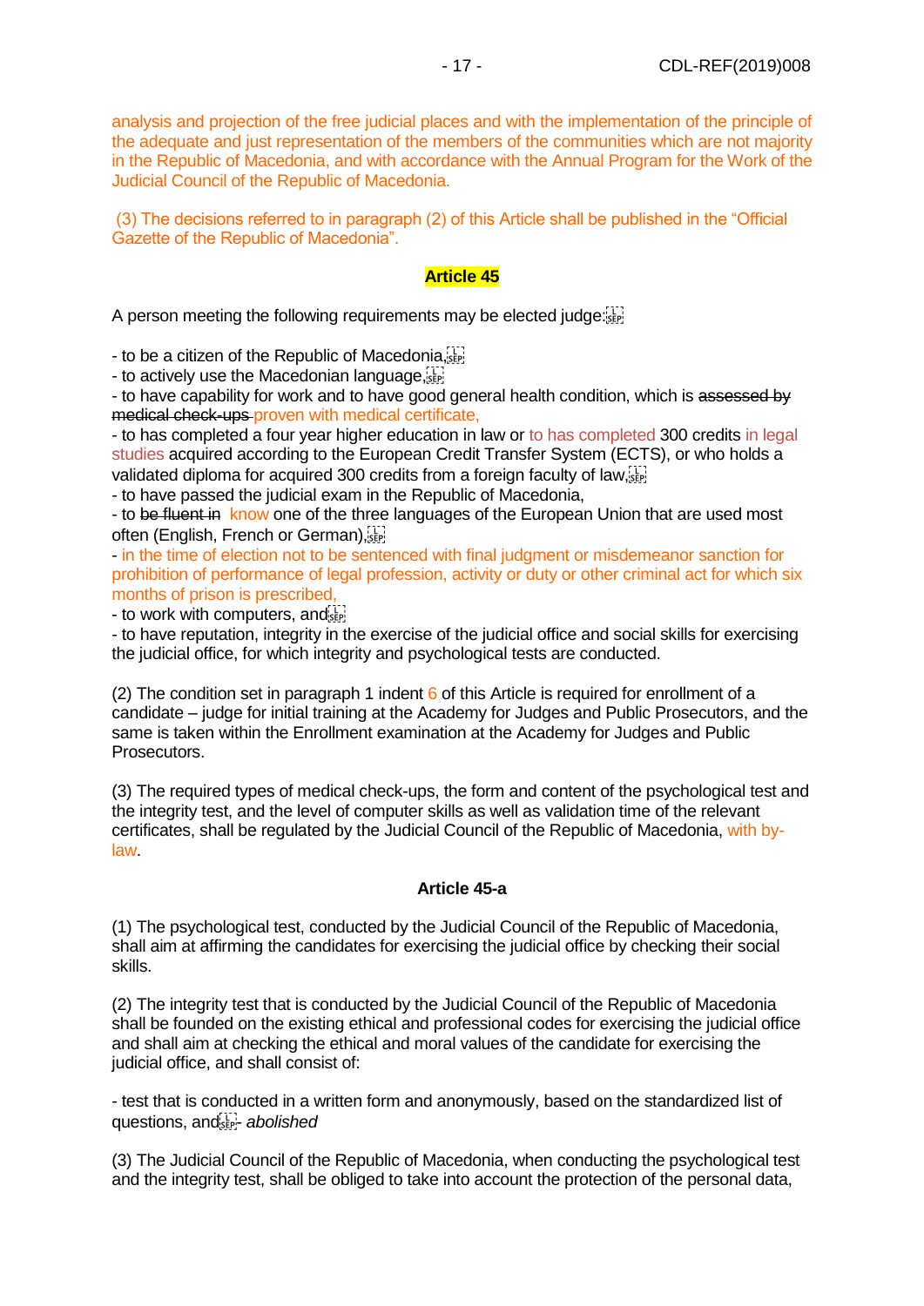analysis and projection of the free judicial places and with the implementation of the principle of the adequate and just representation of the members of the communities which are not majority in the Republic of Macedonia, and with accordance with the Annual Program for the Work of the Judicial Council of the Republic of Macedonia.

(3) The decisions referred to in paragraph (2) of this Article shall be published in the "Official Gazette of the Republic of Macedonia".

### Article 45

A person meeting the following requirements may be elected judge:

- to be a citizen of the Republic of Macedonia,
- to actively use the Macedonian language,
- to have capability for work and to have good general health condition, which is ~~assessed by medical check-ups~~ proven with medical certificate,
- to has completed a four year higher education in law or to has completed 300 credits in legal studies acquired according to the European Credit Transfer System (ECTS), or who holds a validated diploma for acquired 300 credits from a foreign faculty of law,
- to have passed the judicial exam in the Republic of Macedonia,
- to ~~be fluent in~~ know one of the three languages of the European Union that are used most often (English, French or German),
- in the time of election not to be sentenced with final judgment or misdemeanor sanction for prohibition of performance of legal profession, activity or duty or other criminal act for which six months of prison is prescribed,
- to work with computers, and
- to have reputation, integrity in the exercise of the judicial office and social skills for exercising the judicial office, for which integrity and psychological tests are conducted.

(2) The condition set in paragraph 1 indent 6 of this Article is required for enrollment of a candidate – judge for initial training at the Academy for Judges and Public Prosecutors, and the same is taken within the Enrollment examination at the Academy for Judges and Public Prosecutors.

(3) The required types of medical check-ups, the form and content of the psychological test and the integrity test, and the level of computer skills as well as validation time of the relevant certificates, shall be regulated by the Judicial Council of the Republic of Macedonia, with by-law.

### Article 45-a

(1) The psychological test, conducted by the Judicial Council of the Republic of Macedonia, shall aim at affirming the candidates for exercising the judicial office by checking their social skills.

(2) The integrity test that is conducted by the Judicial Council of the Republic of Macedonia shall be founded on the existing ethical and professional codes for exercising the judicial office and shall aim at checking the ethical and moral values of the candidate for exercising the judicial office, and shall consist of:

- test that is conducted in a written form and anonymously, based on the standardized list of questions, and
- *abolished*

(3) The Judicial Council of the Republic of Macedonia, when conducting the psychological test and the integrity test, shall be obliged to take into account the protection of the personal data,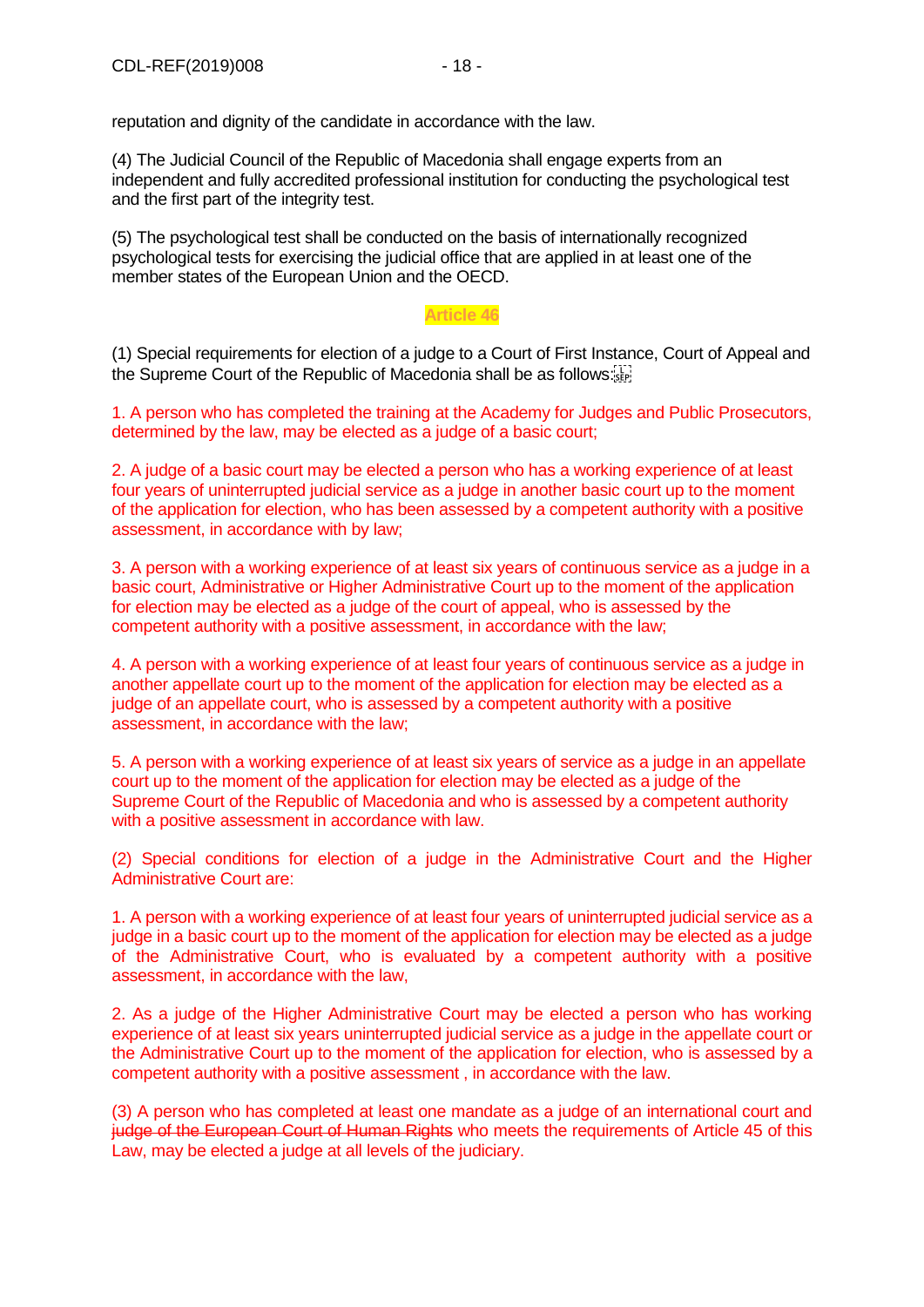reputation and dignity of the candidate in accordance with the law.

(4) The Judicial Council of the Republic of Macedonia shall engage experts from an independent and fully accredited professional institution for conducting the psychological test and the first part of the integrity test.

(5) The psychological test shall be conducted on the basis of internationally recognized psychological tests for exercising the judicial office that are applied in at least one of the member states of the European Union and the OECD.

## Article 46

(1) Special requirements for election of a judge to a Court of First Instance, Court of Appeal and the Supreme Court of the Republic of Macedonia shall be as follows:

1. A person who has completed the training at the Academy for Judges and Public Prosecutors, determined by the law, may be elected as a judge of a basic court;

2. A judge of a basic court may be elected a person who has a working experience of at least four years of uninterrupted judicial service as a judge in another basic court up to the moment of the application for election, who has been assessed by a competent authority with a positive assessment, in accordance with by law;

3. A person with a working experience of at least six years of continuous service as a judge in a basic court, Administrative or Higher Administrative Court up to the moment of the application for election may be elected as a judge of the court of appeal, who is assessed by the competent authority with a positive assessment, in accordance with the law;

4. A person with a working experience of at least four years of continuous service as a judge in another appellate court up to the moment of the application for election may be elected as a judge of an appellate court, who is assessed by a competent authority with a positive assessment, in accordance with the law;

5. A person with a working experience of at least six years of service as a judge in an appellate court up to the moment of the application for election may be elected as a judge of the Supreme Court of the Republic of Macedonia and who is assessed by a competent authority with a positive assessment in accordance with law.

(2) Special conditions for election of a judge in the Administrative Court and the Higher Administrative Court are:

1. A person with a working experience of at least four years of uninterrupted judicial service as a judge in a basic court up to the moment of the application for election may be elected as a judge of the Administrative Court, who is evaluated by a competent authority with a positive assessment, in accordance with the law,

2. As a judge of the Higher Administrative Court may be elected a person who has working experience of at least six years uninterrupted judicial service as a judge in the appellate court or the Administrative Court up to the moment of the application for election, who is assessed by a competent authority with a positive assessment , in accordance with the law.

(3) A person who has completed at least one mandate as a judge of an international court and ~~judge of the European Court of Human Rights~~ who meets the requirements of Article 45 of this Law, may be elected a judge at all levels of the judiciary.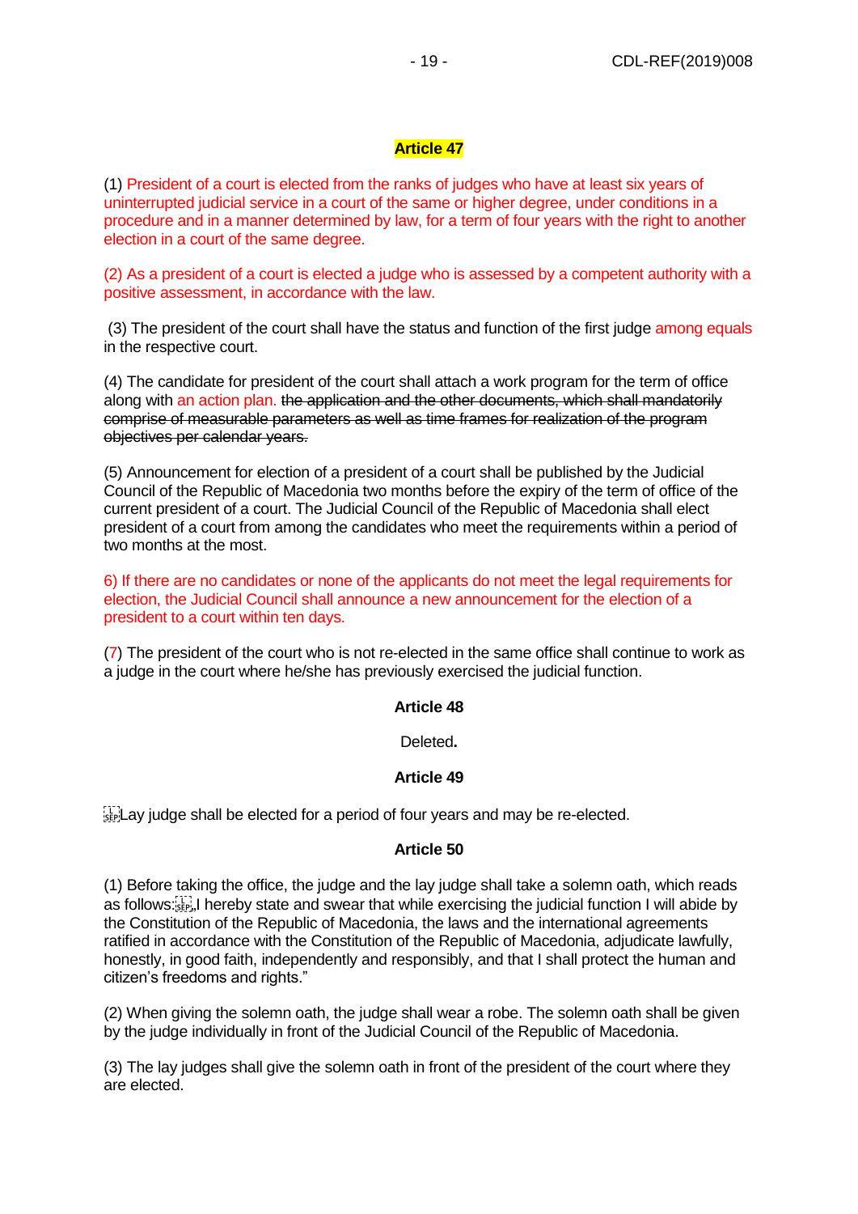**Article 47**

(1) President of a court is elected from the ranks of judges who have at least six years of uninterrupted judicial service in a court of the same or higher degree, under conditions in a procedure and in a manner determined by law, for a term of four years with the right to another election in a court of the same degree.

(2) As a president of a court is elected a judge who is assessed by a competent authority with a positive assessment, in accordance with the law.

(3) The president of the court shall have the status and function of the first judge among equals in the respective court.

(4) The candidate for president of the court shall attach a work program for the term of office along with an action plan. ~~the application and the other documents, which shall mandatorily comprise of measurable parameters as well as time frames for realization of the program objectives per calendar years.~~

(5) Announcement for election of a president of a court shall be published by the Judicial Council of the Republic of Macedonia two months before the expiry of the term of office of the current president of a court. The Judicial Council of the Republic of Macedonia shall elect president of a court from among the candidates who meet the requirements within a period of two months at the most.

6) If there are no candidates or none of the applicants do not meet the legal requirements for election, the Judicial Council shall announce a new announcement for the election of a president to a court within ten days.

(7) The president of the court who is not re-elected in the same office shall continue to work as a judge in the court where he/she has previously exercised the judicial function.

**Article 48**

Deleted.

**Article 49**

Lay judge shall be elected for a period of four years and may be re-elected.

**Article 50**

(1) Before taking the office, the judge and the lay judge shall take a solemn oath, which reads as follows: „I hereby state and swear that while exercising the judicial function I will abide by the Constitution of the Republic of Macedonia, the laws and the international agreements ratified in accordance with the Constitution of the Republic of Macedonia, adjudicate lawfully, honestly, in good faith, independently and responsibly, and that I shall protect the human and citizen's freedoms and rights."

(2) When giving the solemn oath, the judge shall wear a robe. The solemn oath shall be given by the judge individually in front of the Judicial Council of the Republic of Macedonia.

(3) The lay judges shall give the solemn oath in front of the president of the court where they are elected.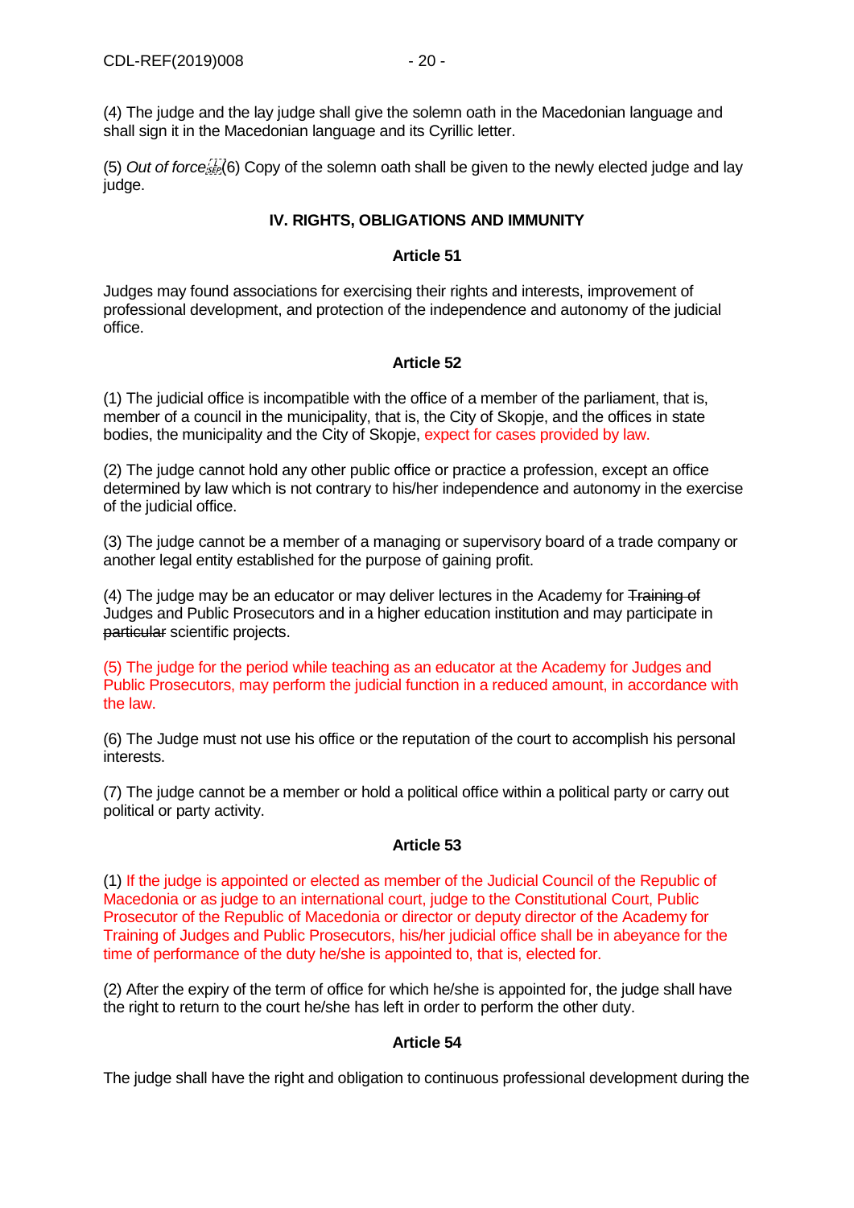(4) The judge and the lay judge shall give the solemn oath in the Macedonian language and shall sign it in the Macedonian language and its Cyrillic letter.

(5) *Out of force*(6) Copy of the solemn oath shall be given to the newly elected judge and lay judge.

### IV. RIGHTS, OBLIGATIONS AND IMMUNITY

#### Article 51

Judges may found associations for exercising their rights and interests, improvement of professional development, and protection of the independence and autonomy of the judicial office.

#### Article 52

(1) The judicial office is incompatible with the office of a member of the parliament, that is, member of a council in the municipality, that is, the City of Skopje, and the offices in state bodies, the municipality and the City of Skopje, expect for cases provided by law.

(2) The judge cannot hold any other public office or practice a profession, except an office determined by law which is not contrary to his/her independence and autonomy in the exercise of the judicial office.

(3) The judge cannot be a member of a managing or supervisory board of a trade company or another legal entity established for the purpose of gaining profit.

(4) The judge may be an educator or may deliver lectures in the Academy for ~~Training of~~ Judges and Public Prosecutors and in a higher education institution and may participate in ~~particular~~ scientific projects.

(5) The judge for the period while teaching as an educator at the Academy for Judges and Public Prosecutors, may perform the judicial function in a reduced amount, in accordance with the law.

(6) The Judge must not use his office or the reputation of the court to accomplish his personal interests.

(7) The judge cannot be a member or hold a political office within a political party or carry out political or party activity.

#### Article 53

(1) If the judge is appointed or elected as member of the Judicial Council of the Republic of Macedonia or as judge to an international court, judge to the Constitutional Court, Public Prosecutor of the Republic of Macedonia or director or deputy director of the Academy for Training of Judges and Public Prosecutors, his/her judicial office shall be in abeyance for the time of performance of the duty he/she is appointed to, that is, elected for.

(2) After the expiry of the term of office for which he/she is appointed for, the judge shall have the right to return to the court he/she has left in order to perform the other duty.

#### Article 54

The judge shall have the right and obligation to continuous professional development during the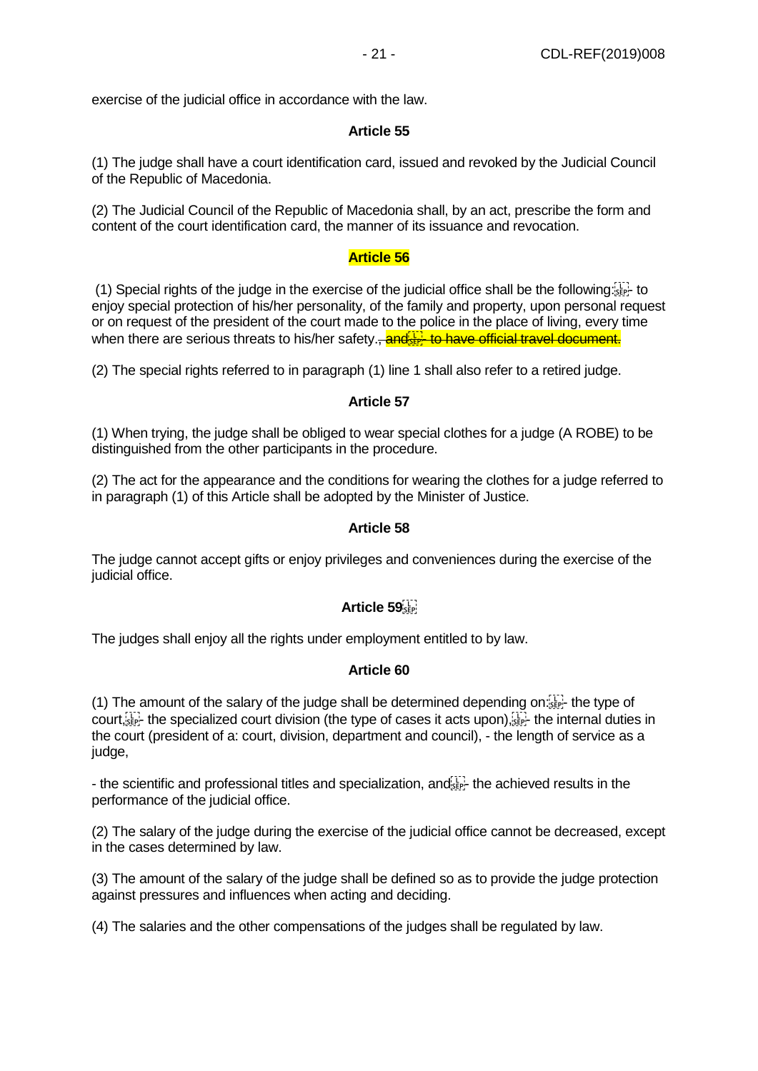exercise of the judicial office in accordance with the law.

**Article 55**

(1) The judge shall have a court identification card, issued and revoked by the Judicial Council of the Republic of Macedonia.

(2) The Judicial Council of the Republic of Macedonia shall, by an act, prescribe the form and content of the court identification card, the manner of its issuance and revocation.

**Article 56**

(1) Special rights of the judge in the exercise of the judicial office shall be the following: - to enjoy special protection of his/her personality, of the family and property, upon personal request or on request of the president of the court made to the police in the place of living, every time when there are serious threats to his/her safety.~~, and - to have official travel document.~~

(2) The special rights referred to in paragraph (1) line 1 shall also refer to a retired judge.

**Article 57**

(1) When trying, the judge shall be obliged to wear special clothes for a judge (A ROBE) to be distinguished from the other participants in the procedure.

(2) The act for the appearance and the conditions for wearing the clothes for a judge referred to in paragraph (1) of this Article shall be adopted by the Minister of Justice.

**Article 58**

The judge cannot accept gifts or enjoy privileges and conveniences during the exercise of the judicial office.

**Article 59**

The judges shall enjoy all the rights under employment entitled to by law.

**Article 60**

(1) The amount of the salary of the judge shall be determined depending on: - the type of court, - the specialized court division (the type of cases it acts upon), - the internal duties in the court (president of a: court, division, department and council), - the length of service as a judge,

- the scientific and professional titles and specialization, and - the achieved results in the performance of the judicial office.

(2) The salary of the judge during the exercise of the judicial office cannot be decreased, except in the cases determined by law.

(3) The amount of the salary of the judge shall be defined so as to provide the judge protection against pressures and influences when acting and deciding.

(4) The salaries and the other compensations of the judges shall be regulated by law.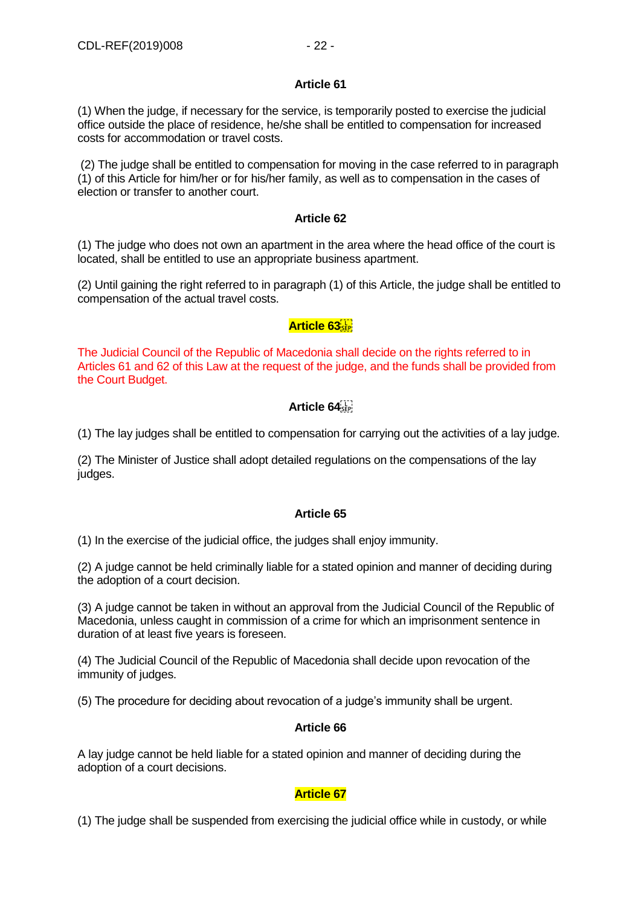**Article 61**

(1) When the judge, if necessary for the service, is temporarily posted to exercise the judicial office outside the place of residence, he/she shall be entitled to compensation for increased costs for accommodation or travel costs.

(2) The judge shall be entitled to compensation for moving in the case referred to in paragraph (1) of this Article for him/her or for his/her family, as well as to compensation in the cases of election or transfer to another court.

**Article 62**

(1) The judge who does not own an apartment in the area where the head office of the court is located, shall be entitled to use an appropriate business apartment.

(2) Until gaining the right referred to in paragraph (1) of this Article, the judge shall be entitled to compensation of the actual travel costs.

**Article 63**

The Judicial Council of the Republic of Macedonia shall decide on the rights referred to in Articles 61 and 62 of this Law at the request of the judge, and the funds shall be provided from the Court Budget.

**Article 64**

(1) The lay judges shall be entitled to compensation for carrying out the activities of a lay judge.

(2) The Minister of Justice shall adopt detailed regulations on the compensations of the lay judges.

**Article 65**

(1) In the exercise of the judicial office, the judges shall enjoy immunity.

(2) A judge cannot be held criminally liable for a stated opinion and manner of deciding during the adoption of a court decision.

(3) A judge cannot be taken in without an approval from the Judicial Council of the Republic of Macedonia, unless caught in commission of a crime for which an imprisonment sentence in duration of at least five years is foreseen.

(4) The Judicial Council of the Republic of Macedonia shall decide upon revocation of the immunity of judges.

(5) The procedure for deciding about revocation of a judge's immunity shall be urgent.

**Article 66**

A lay judge cannot be held liable for a stated opinion and manner of deciding during the adoption of a court decisions.

**Article 67**

(1) The judge shall be suspended from exercising the judicial office while in custody, or while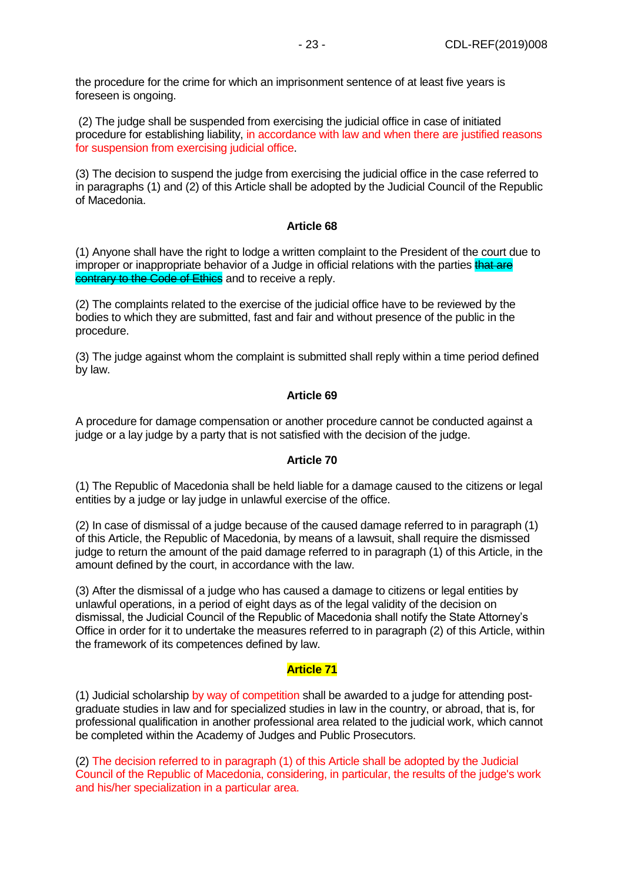the procedure for the crime for which an imprisonment sentence of at least five years is foreseen is ongoing.

(2) The judge shall be suspended from exercising the judicial office in case of initiated procedure for establishing liability, in accordance with law and when there are justified reasons for suspension from exercising judicial office.

(3) The decision to suspend the judge from exercising the judicial office in the case referred to in paragraphs (1) and (2) of this Article shall be adopted by the Judicial Council of the Republic of Macedonia.

**Article 68**

(1) Anyone shall have the right to lodge a written complaint to the President of the court due to improper or inappropriate behavior of a Judge in official relations with the parties ~~that are contrary to the Code of Ethics~~ and to receive a reply.

(2) The complaints related to the exercise of the judicial office have to be reviewed by the bodies to which they are submitted, fast and fair and without presence of the public in the procedure.

(3) The judge against whom the complaint is submitted shall reply within a time period defined by law.

**Article 69**

A procedure for damage compensation or another procedure cannot be conducted against a judge or a lay judge by a party that is not satisfied with the decision of the judge.

**Article 70**

(1) The Republic of Macedonia shall be held liable for a damage caused to the citizens or legal entities by a judge or lay judge in unlawful exercise of the office.

(2) In case of dismissal of a judge because of the caused damage referred to in paragraph (1) of this Article, the Republic of Macedonia, by means of a lawsuit, shall require the dismissed judge to return the amount of the paid damage referred to in paragraph (1) of this Article, in the amount defined by the court, in accordance with the law.

(3) After the dismissal of a judge who has caused a damage to citizens or legal entities by unlawful operations, in a period of eight days as of the legal validity of the decision on dismissal, the Judicial Council of the Republic of Macedonia shall notify the State Attorney's Office in order for it to undertake the measures referred to in paragraph (2) of this Article, within the framework of its competences defined by law.

**Article 71**

(1) Judicial scholarship by way of competition shall be awarded to a judge for attending post-graduate studies in law and for specialized studies in law in the country, or abroad, that is, for professional qualification in another professional area related to the judicial work, which cannot be completed within the Academy of Judges and Public Prosecutors.

(2) The decision referred to in paragraph (1) of this Article shall be adopted by the Judicial Council of the Republic of Macedonia, considering, in particular, the results of the judge's work and his/her specialization in a particular area.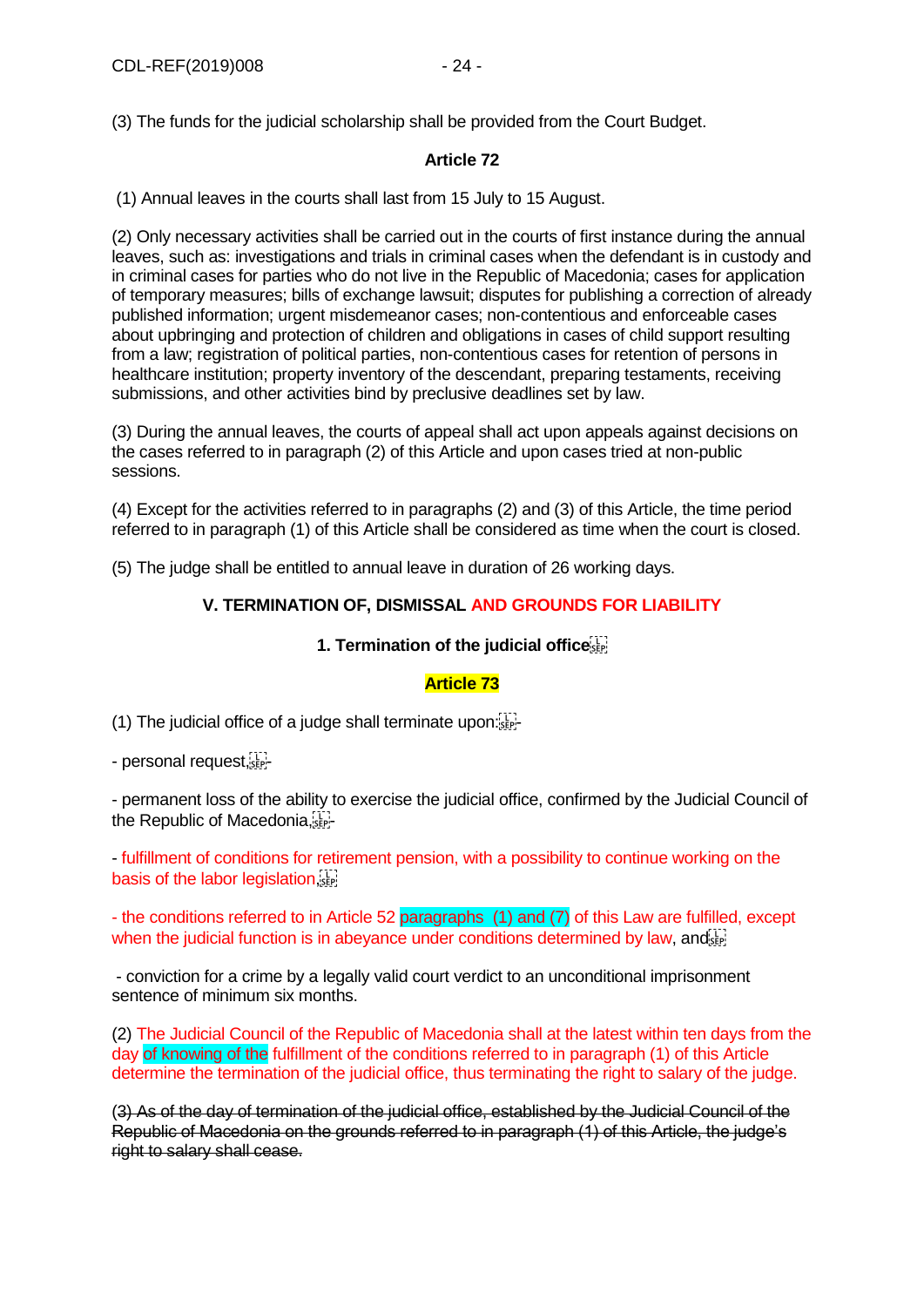(3) The funds for the judicial scholarship shall be provided from the Court Budget.

**Article 72**

(1) Annual leaves in the courts shall last from 15 July to 15 August.

(2) Only necessary activities shall be carried out in the courts of first instance during the annual leaves, such as: investigations and trials in criminal cases when the defendant is in custody and in criminal cases for parties who do not live in the Republic of Macedonia; cases for application of temporary measures; bills of exchange lawsuit; disputes for publishing a correction of already published information; urgent misdemeanor cases; non-contentious and enforceable cases about upbringing and protection of children and obligations in cases of child support resulting from a law; registration of political parties, non-contentious cases for retention of persons in healthcare institution; property inventory of the descendant, preparing testaments, receiving submissions, and other activities bind by preclusive deadlines set by law.

(3) During the annual leaves, the courts of appeal shall act upon appeals against decisions on the cases referred to in paragraph (2) of this Article and upon cases tried at non-public sessions.

(4) Except for the activities referred to in paragraphs (2) and (3) of this Article, the time period referred to in paragraph (1) of this Article shall be considered as time when the court is closed.

(5) The judge shall be entitled to annual leave in duration of 26 working days.

## V. TERMINATION OF, DISMISSAL AND GROUNDS FOR LIABILITY

### 1. Termination of the judicial office

**Article 73**

(1) The judicial office of a judge shall terminate upon:

- personal request,

- permanent loss of the ability to exercise the judicial office, confirmed by the Judicial Council of the Republic of Macedonia,

- fulfillment of conditions for retirement pension, with a possibility to continue working on the basis of the labor legislation,

- the conditions referred to in Article 52 paragraphs (1) and (7) of this Law are fulfilled, except when the judicial function is in abeyance under conditions determined by law, and

- conviction for a crime by a legally valid court verdict to an unconditional imprisonment sentence of minimum six months.

(2) The Judicial Council of the Republic of Macedonia shall at the latest within ten days from the day of knowing of the fulfillment of the conditions referred to in paragraph (1) of this Article determine the termination of the judicial office, thus terminating the right to salary of the judge.

~~(3) As of the day of termination of the judicial office, established by the Judicial Council of the Republic of Macedonia on the grounds referred to in paragraph (1) of this Article, the judge's right to salary shall cease.~~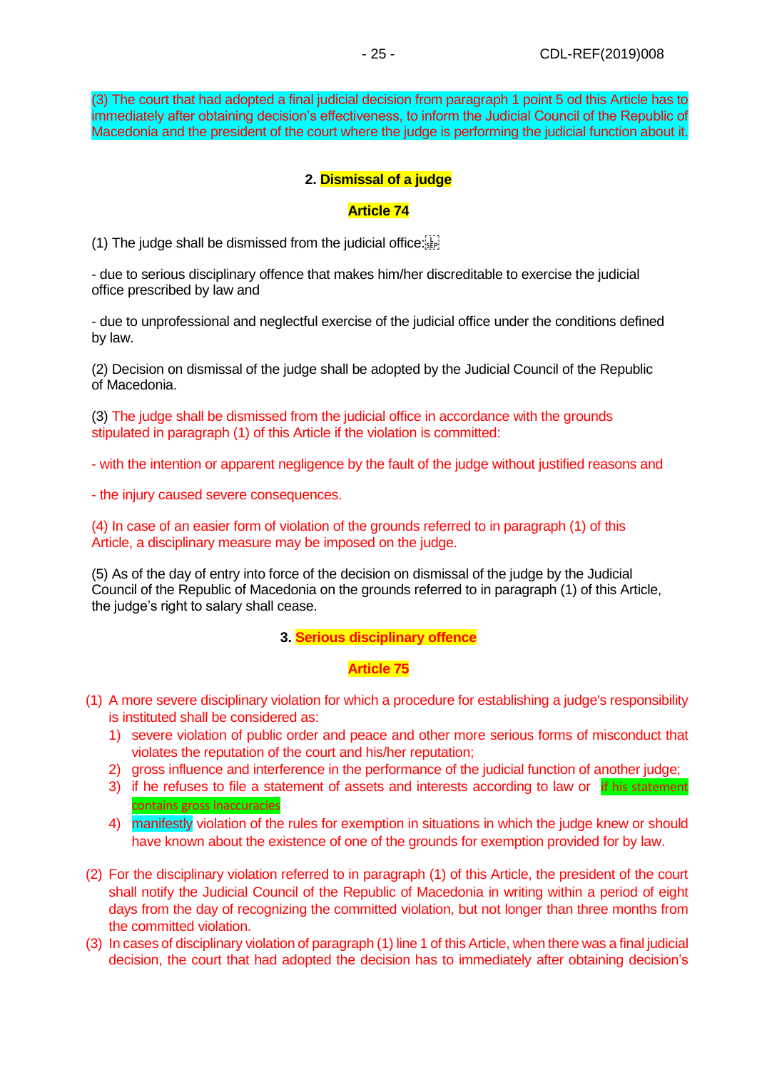(3) The court that had adopted a final judicial decision from paragraph 1 point 5 od this Article has to immediately after obtaining decision's effectiveness, to inform the Judicial Council of the Republic of Macedonia and the president of the court where the judge is performing the judicial function about it.

### 2. Dismissal of a judge

### Article 74

(1) The judge shall be dismissed from the judicial office:

- due to serious disciplinary offence that makes him/her discreditable to exercise the judicial office prescribed by law and

- due to unprofessional and neglectful exercise of the judicial office under the conditions defined by law.

(2) Decision on dismissal of the judge shall be adopted by the Judicial Council of the Republic of Macedonia.

(3) The judge shall be dismissed from the judicial office in accordance with the grounds stipulated in paragraph (1) of this Article if the violation is committed:

- with the intention or apparent negligence by the fault of the judge without justified reasons and

- the injury caused severe consequences.

(4) In case of an easier form of violation of the grounds referred to in paragraph (1) of this Article, a disciplinary measure may be imposed on the judge.

(5) As of the day of entry into force of the decision on dismissal of the judge by the Judicial Council of the Republic of Macedonia on the grounds referred to in paragraph (1) of this Article, the judge's right to salary shall cease.

### 3. Serious disciplinary offence

### Article 75

(1) A more severe disciplinary violation for which a procedure for establishing a judge's responsibility is instituted shall be considered as:
   1) severe violation of public order and peace and other more serious forms of misconduct that violates the reputation of the court and his/her reputation;
   2) gross influence and interference in the performance of the judicial function of another judge;
   3) if he refuses to file a statement of assets and interests according to law or if his statement contains gross inaccuracies
   4) manifestly violation of the rules for exemption in situations in which the judge knew or should have known about the existence of one of the grounds for exemption provided for by law.

(2) For the disciplinary violation referred to in paragraph (1) of this Article, the president of the court shall notify the Judicial Council of the Republic of Macedonia in writing within a period of eight days from the day of recognizing the committed violation, but not longer than three months from the committed violation.

(3) In cases of disciplinary violation of paragraph (1) line 1 of this Article, when there was a final judicial decision, the court that had adopted the decision has to immediately after obtaining decision's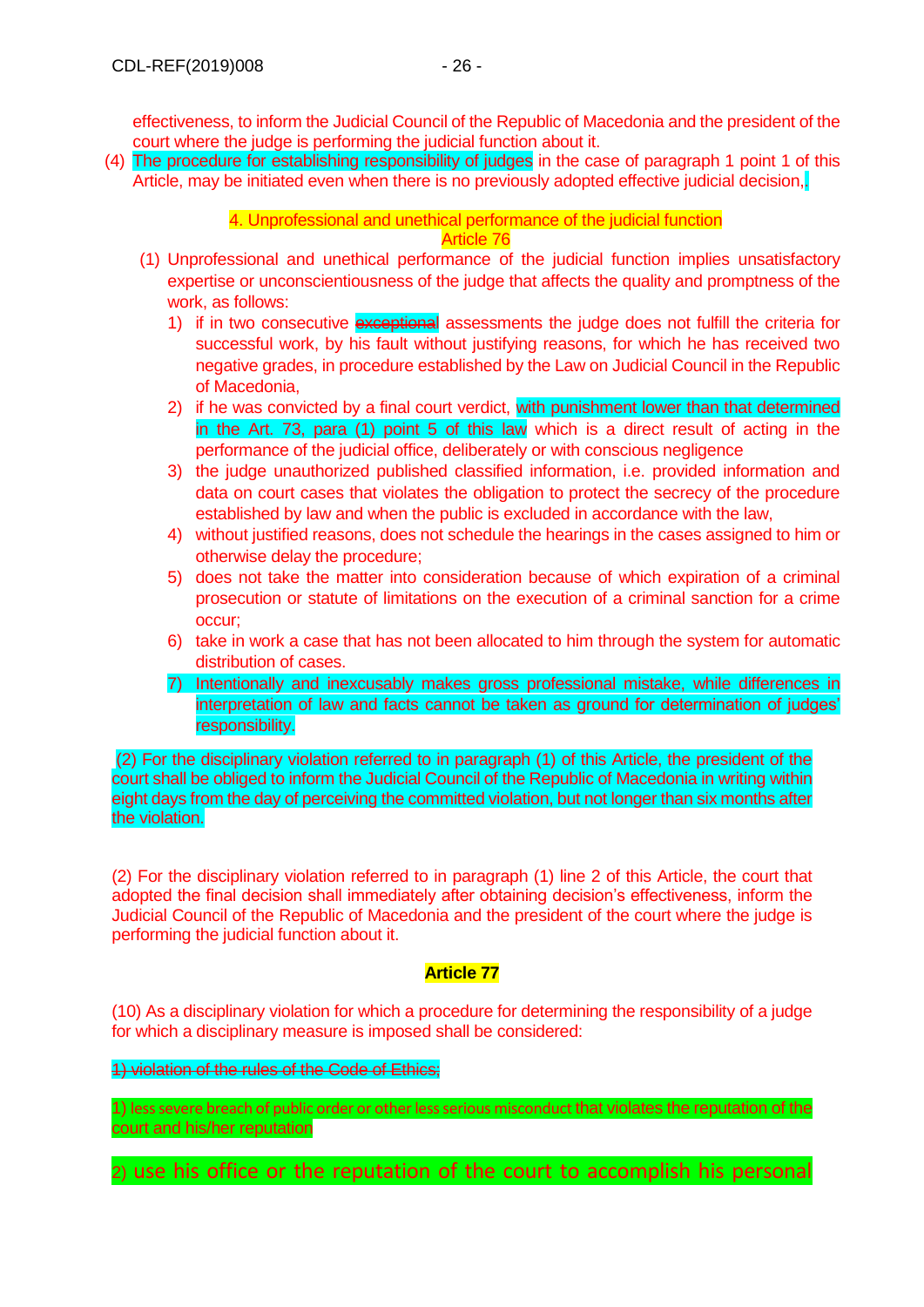effectiveness, to inform the Judicial Council of the Republic of Macedonia and the president of the court where the judge is performing the judicial function about it.

(4) The procedure for establishing responsibility of judges in the case of paragraph 1 point 1 of this Article, may be initiated even when there is no previously adopted effective judicial decision,.

### 4. Unprofessional and unethical performance of the judicial function

### Article 76

(1) Unprofessional and unethical performance of the judicial function implies unsatisfactory expertise or unconscientiousness of the judge that affects the quality and promptness of the work, as follows:

1) if in two consecutive ~~exceptional~~ assessments the judge does not fulfill the criteria for successful work, by his fault without justifying reasons, for which he has received two negative grades, in procedure established by the Law on Judicial Council in the Republic of Macedonia,
2) if he was convicted by a final court verdict, with punishment lower than that determined in the Art. 73, para (1) point 5 of this law which is a direct result of acting in the performance of the judicial office, deliberately or with conscious negligence
3) the judge unauthorized published classified information, i.e. provided information and data on court cases that violates the obligation to protect the secrecy of the procedure established by law and when the public is excluded in accordance with the law,
4) without justified reasons, does not schedule the hearings in the cases assigned to him or otherwise delay the procedure;
5) does not take the matter into consideration because of which expiration of a criminal prosecution or statute of limitations on the execution of a criminal sanction for a crime occur;
6) take in work a case that has not been allocated to him through the system for automatic distribution of cases.
7) Intentionally and inexcusably makes gross professional mistake, while differences in interpretation of law and facts cannot be taken as ground for determination of judges' responsibility.

(2) For the disciplinary violation referred to in paragraph (1) of this Article, the president of the court shall be obliged to inform the Judicial Council of the Republic of Macedonia in writing within eight days from the day of perceiving the committed violation, but not longer than six months after the violation.

(2) For the disciplinary violation referred to in paragraph (1) line 2 of this Article, the court that adopted the final decision shall immediately after obtaining decision's effectiveness, inform the Judicial Council of the Republic of Macedonia and the president of the court where the judge is performing the judicial function about it.

### Article 77

(10) As a disciplinary violation for which a procedure for determining the responsibility of a judge for which a disciplinary measure is imposed shall be considered:

~~1) violation of the rules of the Code of Ethics;~~

1) less severe breach of public order or other less serious misconduct that violates the reputation of the court and his/her reputation

2) use his office or the reputation of the court to accomplish his personal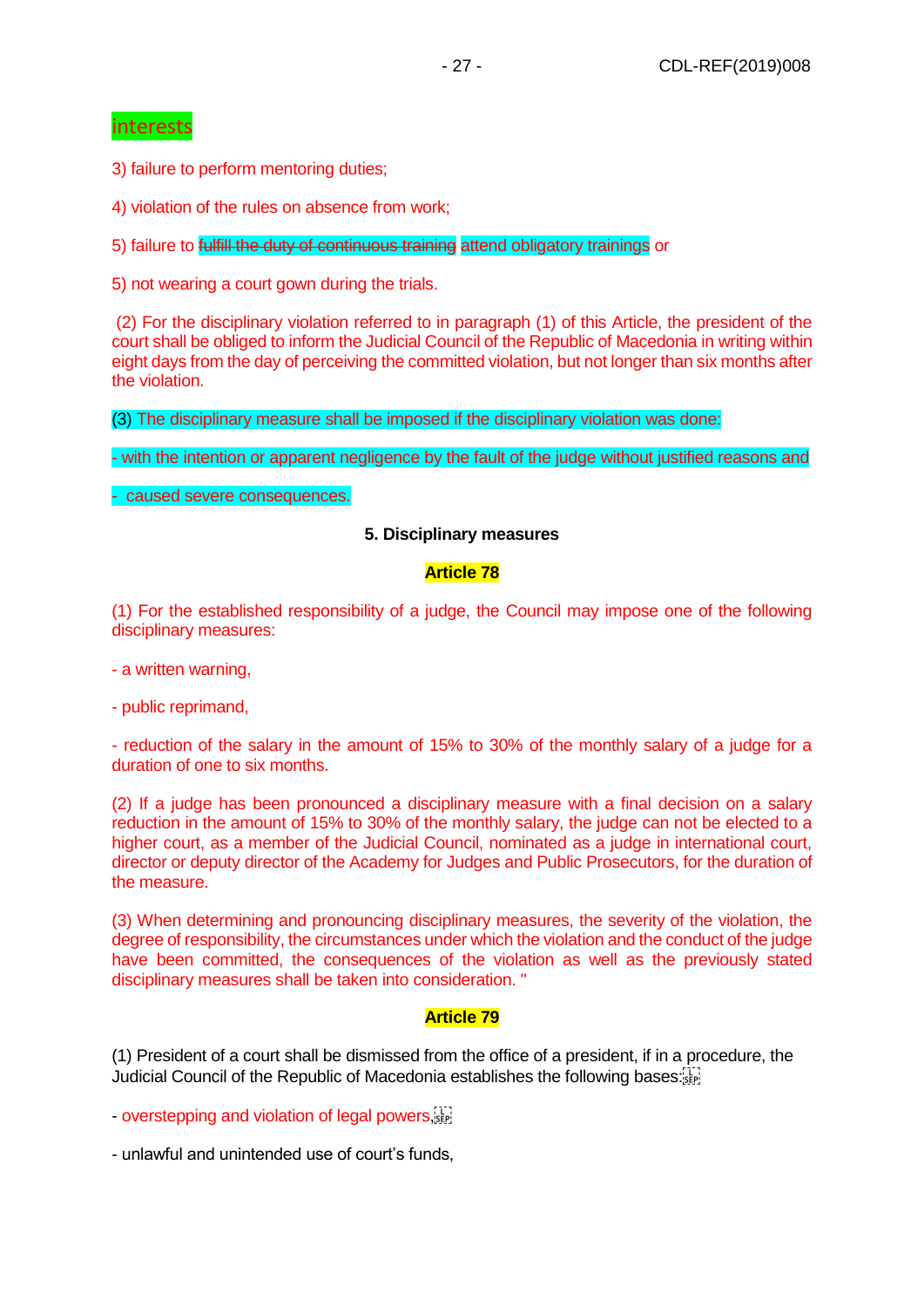interests

3) failure to perform mentoring duties;

4) violation of the rules on absence from work;

5) failure to ~~fulfill the duty of continuous training~~ attend obligatory trainings or

5) not wearing a court gown during the trials.

(2) For the disciplinary violation referred to in paragraph (1) of this Article, the president of the court shall be obliged to inform the Judicial Council of the Republic of Macedonia in writing within eight days from the day of perceiving the committed violation, but not longer than six months after the violation.

(3) The disciplinary measure shall be imposed if the disciplinary violation was done:

- with the intention or apparent negligence by the fault of the judge without justified reasons and

- caused severe consequences.

**5. Disciplinary measures**

**Article 78**

(1) For the established responsibility of a judge, the Council may impose one of the following disciplinary measures:

- a written warning,

- public reprimand,

- reduction of the salary in the amount of 15% to 30% of the monthly salary of a judge for a duration of one to six months.

(2) If a judge has been pronounced a disciplinary measure with a final decision on a salary reduction in the amount of 15% to 30% of the monthly salary, the judge can not be elected to a higher court, as a member of the Judicial Council, nominated as a judge in international court, director or deputy director of the Academy for Judges and Public Prosecutors, for the duration of the measure.

(3) When determining and pronouncing disciplinary measures, the severity of the violation, the degree of responsibility, the circumstances under which the violation and the conduct of the judge have been committed, the consequences of the violation as well as the previously stated disciplinary measures shall be taken into consideration. "

**Article 79**

(1) President of a court shall be dismissed from the office of a president, if in a procedure, the Judicial Council of the Republic of Macedonia establishes the following bases:

- overstepping and violation of legal powers,

- unlawful and unintended use of court's funds,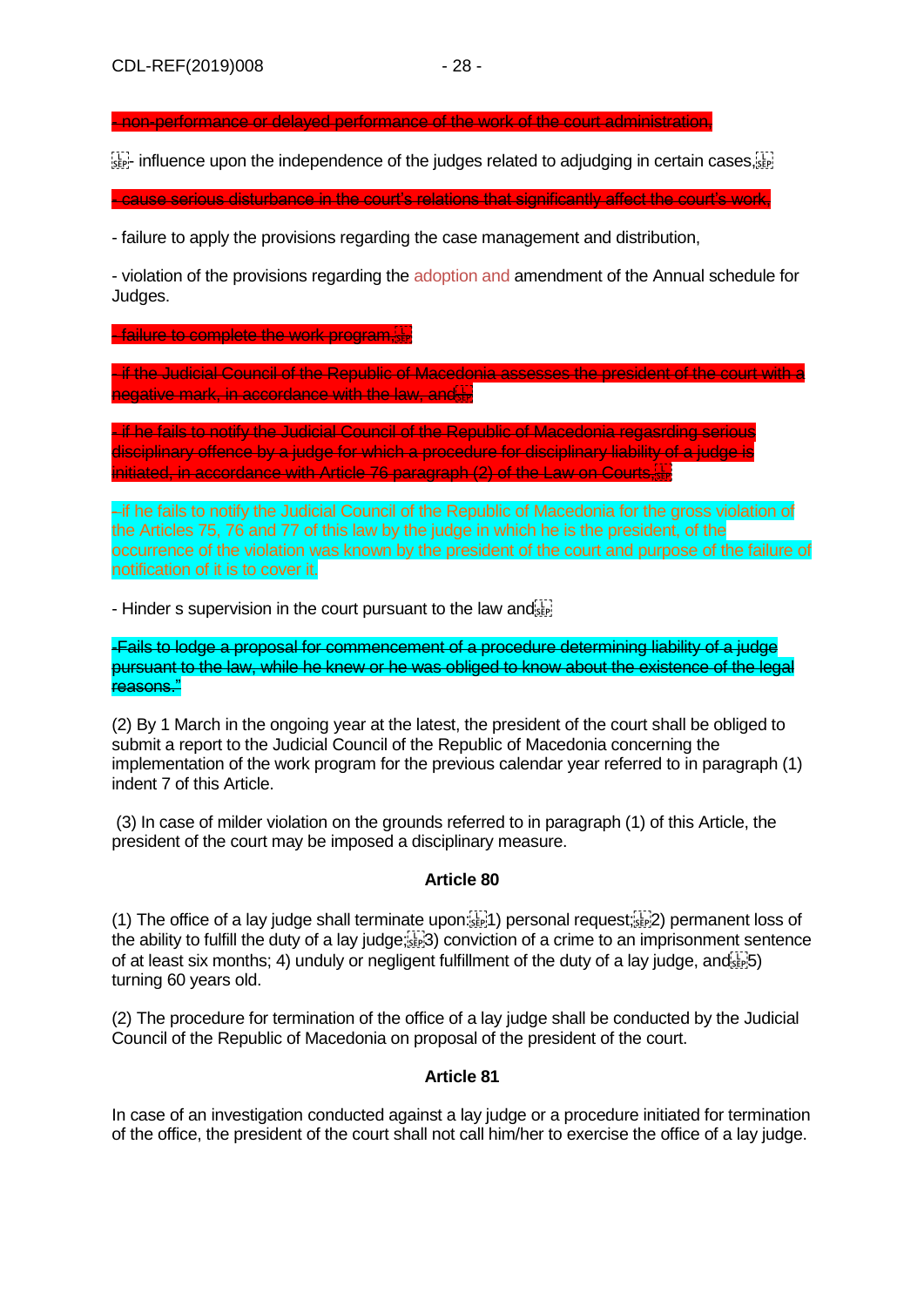~~- non-performance or delayed performance of the work of the court administration,~~

- influence upon the independence of the judges related to adjudging in certain cases,

~~- cause serious disturbance in the court's relations that significantly affect the court's work,~~

- failure to apply the provisions regarding the case management and distribution,

- violation of the provisions regarding the adoption and amendment of the Annual schedule for Judges.

~~- failure to complete the work program,~~

~~- if the Judicial Council of the Republic of Macedonia assesses the president of the court with a negative mark, in accordance with the law, and~~

~~- if he fails to notify the Judicial Council of the Republic of Macedonia regasrding serious disciplinary offence by a judge for which a procedure for disciplinary liability of a judge is initiated, in accordance with Article 76 paragraph (2) of the Law on Courts;~~

–if he fails to notify the Judicial Council of the Republic of Macedonia for the gross violation of the Articles 75, 76 and 77 of this law by the judge in which he is the president, of the occurrence of the violation was known by the president of the court and purpose of the failure of notification of it is to cover it.

- Hinder s supervision in the court pursuant to the law and

~~-Fails to lodge a proposal for commencement of a procedure determining liability of a judge pursuant to the law, while he knew or he was obliged to know about the existence of the legal reasons."~~

(2) By 1 March in the ongoing year at the latest, the president of the court shall be obliged to submit a report to the Judicial Council of the Republic of Macedonia concerning the implementation of the work program for the previous calendar year referred to in paragraph (1) indent 7 of this Article.

(3) In case of milder violation on the grounds referred to in paragraph (1) of this Article, the president of the court may be imposed a disciplinary measure.

### Article 80

(1) The office of a lay judge shall terminate upon: 1) personal request; 2) permanent loss of the ability to fulfill the duty of a lay judge; 3) conviction of a crime to an imprisonment sentence of at least six months; 4) unduly or negligent fulfillment of the duty of a lay judge, and 5) turning 60 years old.

(2) The procedure for termination of the office of a lay judge shall be conducted by the Judicial Council of the Republic of Macedonia on proposal of the president of the court.

### Article 81

In case of an investigation conducted against a lay judge or a procedure initiated for termination of the office, the president of the court shall not call him/her to exercise the office of a lay judge.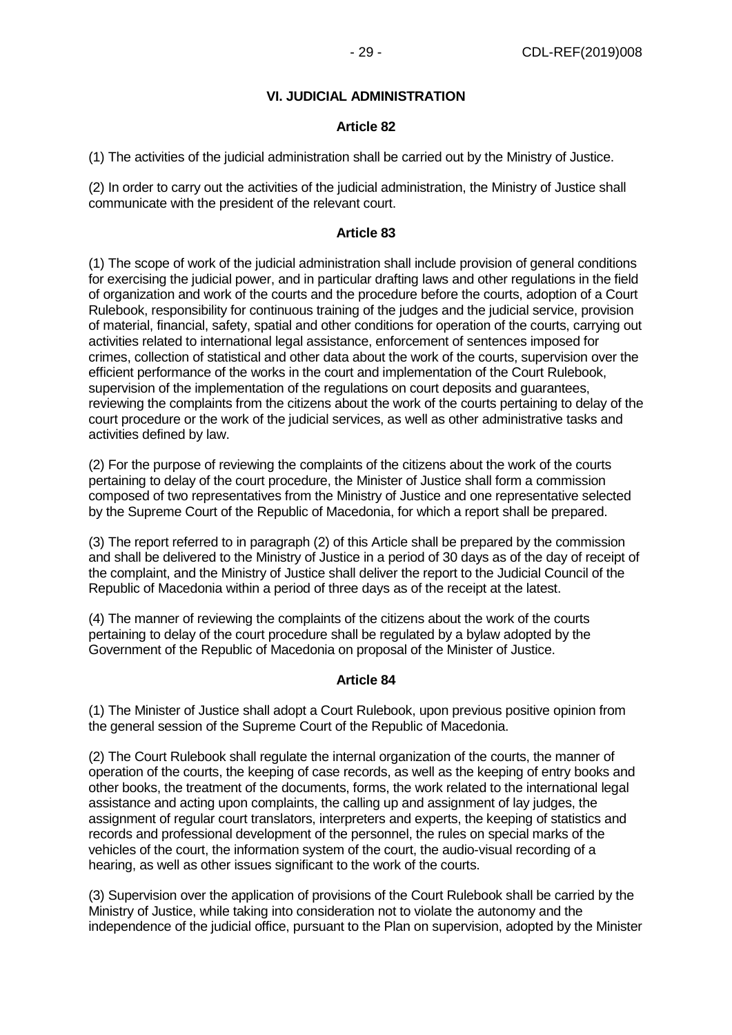## VI. JUDICIAL ADMINISTRATION

### Article 82

(1) The activities of the judicial administration shall be carried out by the Ministry of Justice.

(2) In order to carry out the activities of the judicial administration, the Ministry of Justice shall communicate with the president of the relevant court.

### Article 83

(1) The scope of work of the judicial administration shall include provision of general conditions for exercising the judicial power, and in particular drafting laws and other regulations in the field of organization and work of the courts and the procedure before the courts, adoption of a Court Rulebook, responsibility for continuous training of the judges and the judicial service, provision of material, financial, safety, spatial and other conditions for operation of the courts, carrying out activities related to international legal assistance, enforcement of sentences imposed for crimes, collection of statistical and other data about the work of the courts, supervision over the efficient performance of the works in the court and implementation of the Court Rulebook, supervision of the implementation of the regulations on court deposits and guarantees, reviewing the complaints from the citizens about the work of the courts pertaining to delay of the court procedure or the work of the judicial services, as well as other administrative tasks and activities defined by law.

(2) For the purpose of reviewing the complaints of the citizens about the work of the courts pertaining to delay of the court procedure, the Minister of Justice shall form a commission composed of two representatives from the Ministry of Justice and one representative selected by the Supreme Court of the Republic of Macedonia, for which a report shall be prepared.

(3) The report referred to in paragraph (2) of this Article shall be prepared by the commission and shall be delivered to the Ministry of Justice in a period of 30 days as of the day of receipt of the complaint, and the Ministry of Justice shall deliver the report to the Judicial Council of the Republic of Macedonia within a period of three days as of the receipt at the latest.

(4) The manner of reviewing the complaints of the citizens about the work of the courts pertaining to delay of the court procedure shall be regulated by a bylaw adopted by the Government of the Republic of Macedonia on proposal of the Minister of Justice.

### Article 84

(1) The Minister of Justice shall adopt a Court Rulebook, upon previous positive opinion from the general session of the Supreme Court of the Republic of Macedonia.

(2) The Court Rulebook shall regulate the internal organization of the courts, the manner of operation of the courts, the keeping of case records, as well as the keeping of entry books and other books, the treatment of the documents, forms, the work related to the international legal assistance and acting upon complaints, the calling up and assignment of lay judges, the assignment of regular court translators, interpreters and experts, the keeping of statistics and records and professional development of the personnel, the rules on special marks of the vehicles of the court, the information system of the court, the audio-visual recording of a hearing, as well as other issues significant to the work of the courts.

(3) Supervision over the application of provisions of the Court Rulebook shall be carried by the Ministry of Justice, while taking into consideration not to violate the autonomy and the independence of the judicial office, pursuant to the Plan on supervision, adopted by the Minister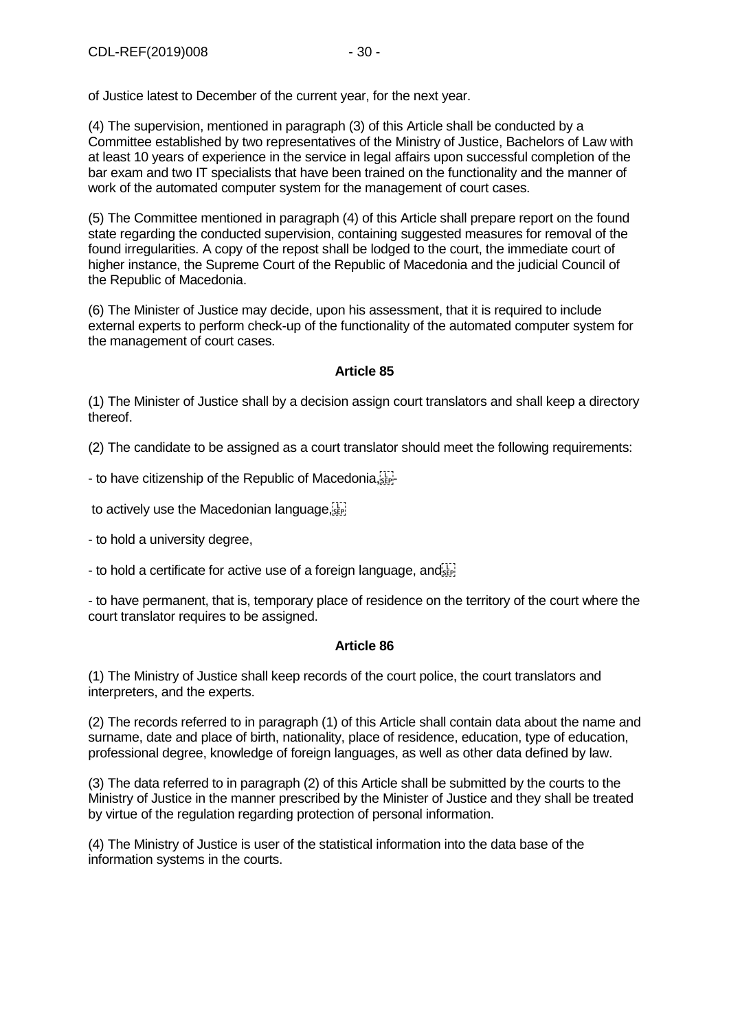of Justice latest to December of the current year, for the next year.

(4) The supervision, mentioned in paragraph (3) of this Article shall be conducted by a Committee established by two representatives of the Ministry of Justice, Bachelors of Law with at least 10 years of experience in the service in legal affairs upon successful completion of the bar exam and two IT specialists that have been trained on the functionality and the manner of work of the automated computer system for the management of court cases.

(5) The Committee mentioned in paragraph (4) of this Article shall prepare report on the found state regarding the conducted supervision, containing suggested measures for removal of the found irregularities. A copy of the repost shall be lodged to the court, the immediate court of higher instance, the Supreme Court of the Republic of Macedonia and the judicial Council of the Republic of Macedonia.

(6) The Minister of Justice may decide, upon his assessment, that it is required to include external experts to perform check-up of the functionality of the automated computer system for the management of court cases.

**Article 85**

(1) The Minister of Justice shall by a decision assign court translators and shall keep a directory thereof.

(2) The candidate to be assigned as a court translator should meet the following requirements:

- to have citizenship of the Republic of Macedonia,
- to actively use the Macedonian language,
- to hold a university degree,
- to hold a certificate for active use of a foreign language, and
- to have permanent, that is, temporary place of residence on the territory of the court where the court translator requires to be assigned.

**Article 86**

(1) The Ministry of Justice shall keep records of the court police, the court translators and interpreters, and the experts.

(2) The records referred to in paragraph (1) of this Article shall contain data about the name and surname, date and place of birth, nationality, place of residence, education, type of education, professional degree, knowledge of foreign languages, as well as other data defined by law.

(3) The data referred to in paragraph (2) of this Article shall be submitted by the courts to the Ministry of Justice in the manner prescribed by the Minister of Justice and they shall be treated by virtue of the regulation regarding protection of personal information.

(4) The Ministry of Justice is user of the statistical information into the data base of the information systems in the courts.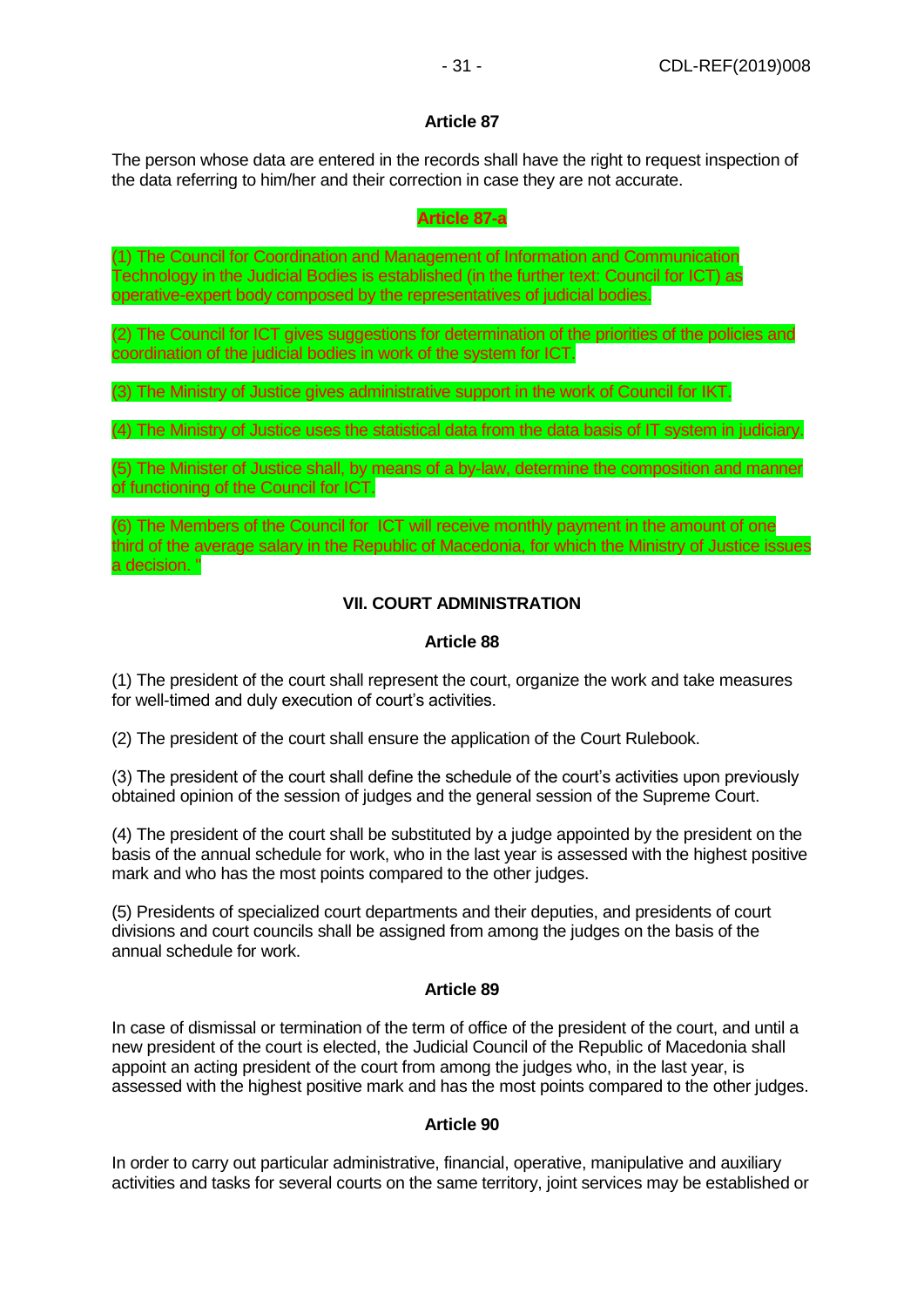**Article 87**

The person whose data are entered in the records shall have the right to request inspection of the data referring to him/her and their correction in case they are not accurate.

**Article 87-a**

(1) The Council for Coordination and Management of Information and Communication Technology in the Judicial Bodies is established (in the further text: Council for ICT) as operative-expert body composed by the representatives of judicial bodies.

(2) The Council for ICT gives suggestions for determination of the priorities of the policies and coordination of the judicial bodies in work of the system for ICT.

(3) The Ministry of Justice gives administrative support in the work of Council for IKT.

(4) The Ministry of Justice uses the statistical data from the data basis of IT system in judiciary.

(5) The Minister of Justice shall, by means of a by-law, determine the composition and manner of functioning of the Council for ICT.

(6) The Members of the Council for ICT will receive monthly payment in the amount of one third of the average salary in the Republic of Macedonia, for which the Ministry of Justice issues a decision. "

**VII. COURT ADMINISTRATION**

**Article 88**

(1) The president of the court shall represent the court, organize the work and take measures for well-timed and duly execution of court's activities.

(2) The president of the court shall ensure the application of the Court Rulebook.

(3) The president of the court shall define the schedule of the court's activities upon previously obtained opinion of the session of judges and the general session of the Supreme Court.

(4) The president of the court shall be substituted by a judge appointed by the president on the basis of the annual schedule for work, who in the last year is assessed with the highest positive mark and who has the most points compared to the other judges.

(5) Presidents of specialized court departments and their deputies, and presidents of court divisions and court councils shall be assigned from among the judges on the basis of the annual schedule for work.

**Article 89**

In case of dismissal or termination of the term of office of the president of the court, and until a new president of the court is elected, the Judicial Council of the Republic of Macedonia shall appoint an acting president of the court from among the judges who, in the last year, is assessed with the highest positive mark and has the most points compared to the other judges.

**Article 90**

In order to carry out particular administrative, financial, operative, manipulative and auxiliary activities and tasks for several courts on the same territory, joint services may be established or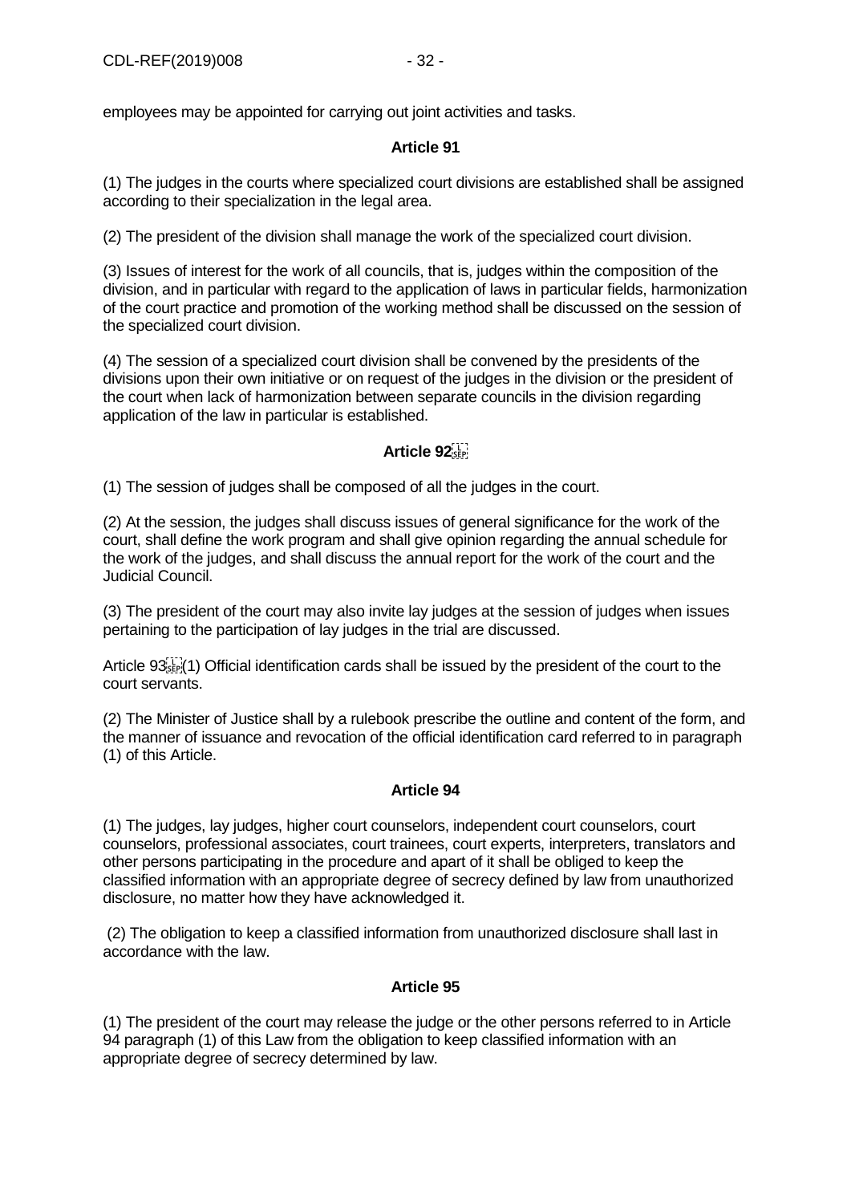employees may be appointed for carrying out joint activities and tasks.

**Article 91**

(1) The judges in the courts where specialized court divisions are established shall be assigned according to their specialization in the legal area.

(2) The president of the division shall manage the work of the specialized court division.

(3) Issues of interest for the work of all councils, that is, judges within the composition of the division, and in particular with regard to the application of laws in particular fields, harmonization of the court practice and promotion of the working method shall be discussed on the session of the specialized court division.

(4) The session of a specialized court division shall be convened by the presidents of the divisions upon their own initiative or on request of the judges in the division or the president of the court when lack of harmonization between separate councils in the division regarding application of the law in particular is established.

**Article 92**

(1) The session of judges shall be composed of all the judges in the court.

(2) At the session, the judges shall discuss issues of general significance for the work of the court, shall define the work program and shall give opinion regarding the annual schedule for the work of the judges, and shall discuss the annual report for the work of the court and the Judicial Council.

(3) The president of the court may also invite lay judges at the session of judges when issues pertaining to the participation of lay judges in the trial are discussed.

Article 93 (1) Official identification cards shall be issued by the president of the court to the court servants.

(2) The Minister of Justice shall by a rulebook prescribe the outline and content of the form, and the manner of issuance and revocation of the official identification card referred to in paragraph (1) of this Article.

**Article 94**

(1) The judges, lay judges, higher court counselors, independent court counselors, court counselors, professional associates, court trainees, court experts, interpreters, translators and other persons participating in the procedure and apart of it shall be obliged to keep the classified information with an appropriate degree of secrecy defined by law from unauthorized disclosure, no matter how they have acknowledged it.

(2) The obligation to keep a classified information from unauthorized disclosure shall last in accordance with the law.

**Article 95**

(1) The president of the court may release the judge or the other persons referred to in Article 94 paragraph (1) of this Law from the obligation to keep classified information with an appropriate degree of secrecy determined by law.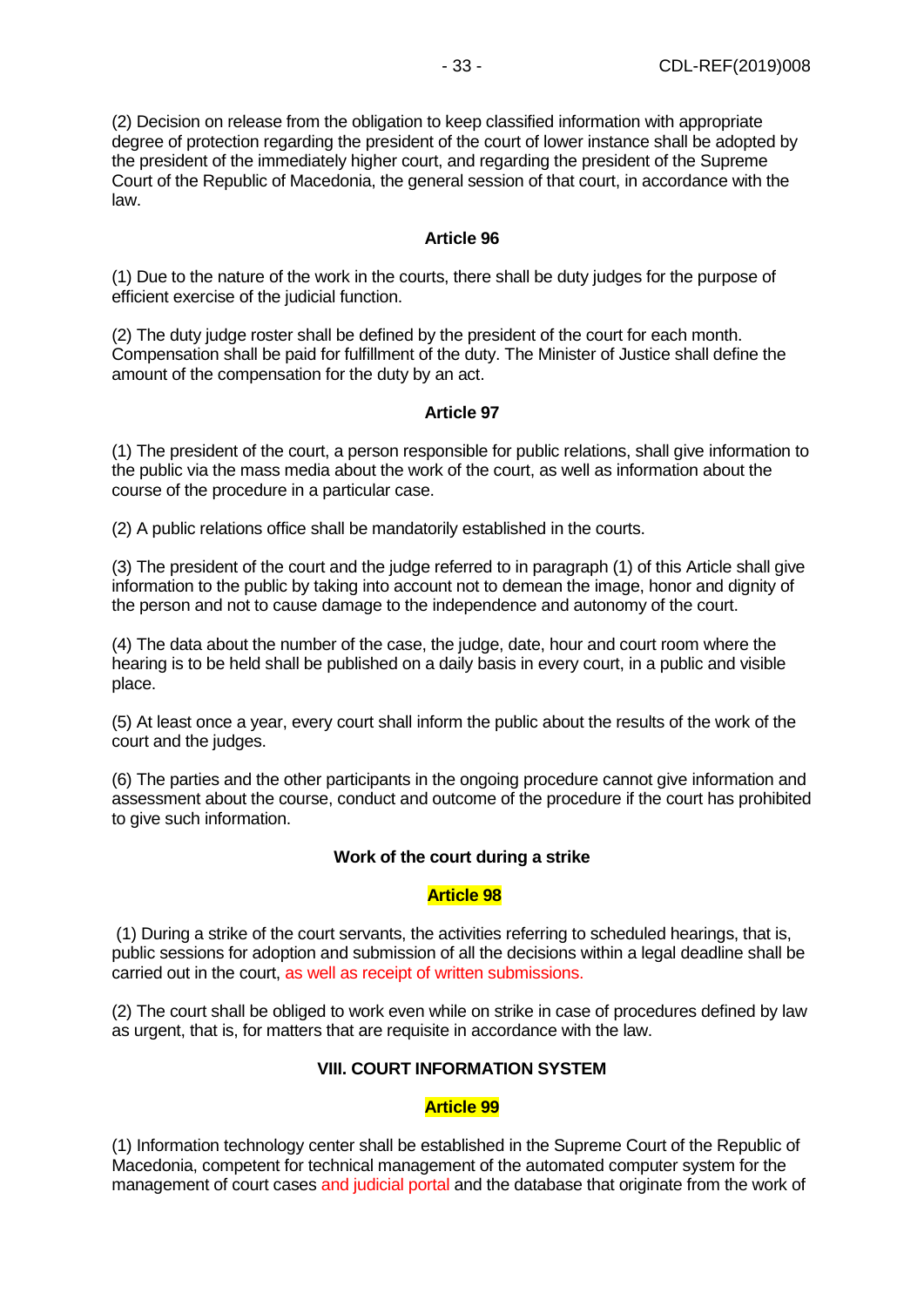(2) Decision on release from the obligation to keep classified information with appropriate degree of protection regarding the president of the court of lower instance shall be adopted by the president of the immediately higher court, and regarding the president of the Supreme Court of the Republic of Macedonia, the general session of that court, in accordance with the law.

### Article 96

(1) Due to the nature of the work in the courts, there shall be duty judges for the purpose of efficient exercise of the judicial function.

(2) The duty judge roster shall be defined by the president of the court for each month. Compensation shall be paid for fulfillment of the duty. The Minister of Justice shall define the amount of the compensation for the duty by an act.

### Article 97

(1) The president of the court, a person responsible for public relations, shall give information to the public via the mass media about the work of the court, as well as information about the course of the procedure in a particular case.

(2) A public relations office shall be mandatorily established in the courts.

(3) The president of the court and the judge referred to in paragraph (1) of this Article shall give information to the public by taking into account not to demean the image, honor and dignity of the person and not to cause damage to the independence and autonomy of the court.

(4) The data about the number of the case, the judge, date, hour and court room where the hearing is to be held shall be published on a daily basis in every court, in a public and visible place.

(5) At least once a year, every court shall inform the public about the results of the work of the court and the judges.

(6) The parties and the other participants in the ongoing procedure cannot give information and assessment about the course, conduct and outcome of the procedure if the court has prohibited to give such information.

### Work of the court during a strike

### Article 98

(1) During a strike of the court servants, the activities referring to scheduled hearings, that is, public sessions for adoption and submission of all the decisions within a legal deadline shall be carried out in the court, as well as receipt of written submissions.

(2) The court shall be obliged to work even while on strike in case of procedures defined by law as urgent, that is, for matters that are requisite in accordance with the law.

## VIII. COURT INFORMATION SYSTEM

### Article 99

(1) Information technology center shall be established in the Supreme Court of the Republic of Macedonia, competent for technical management of the automated computer system for the management of court cases and judicial portal and the database that originate from the work of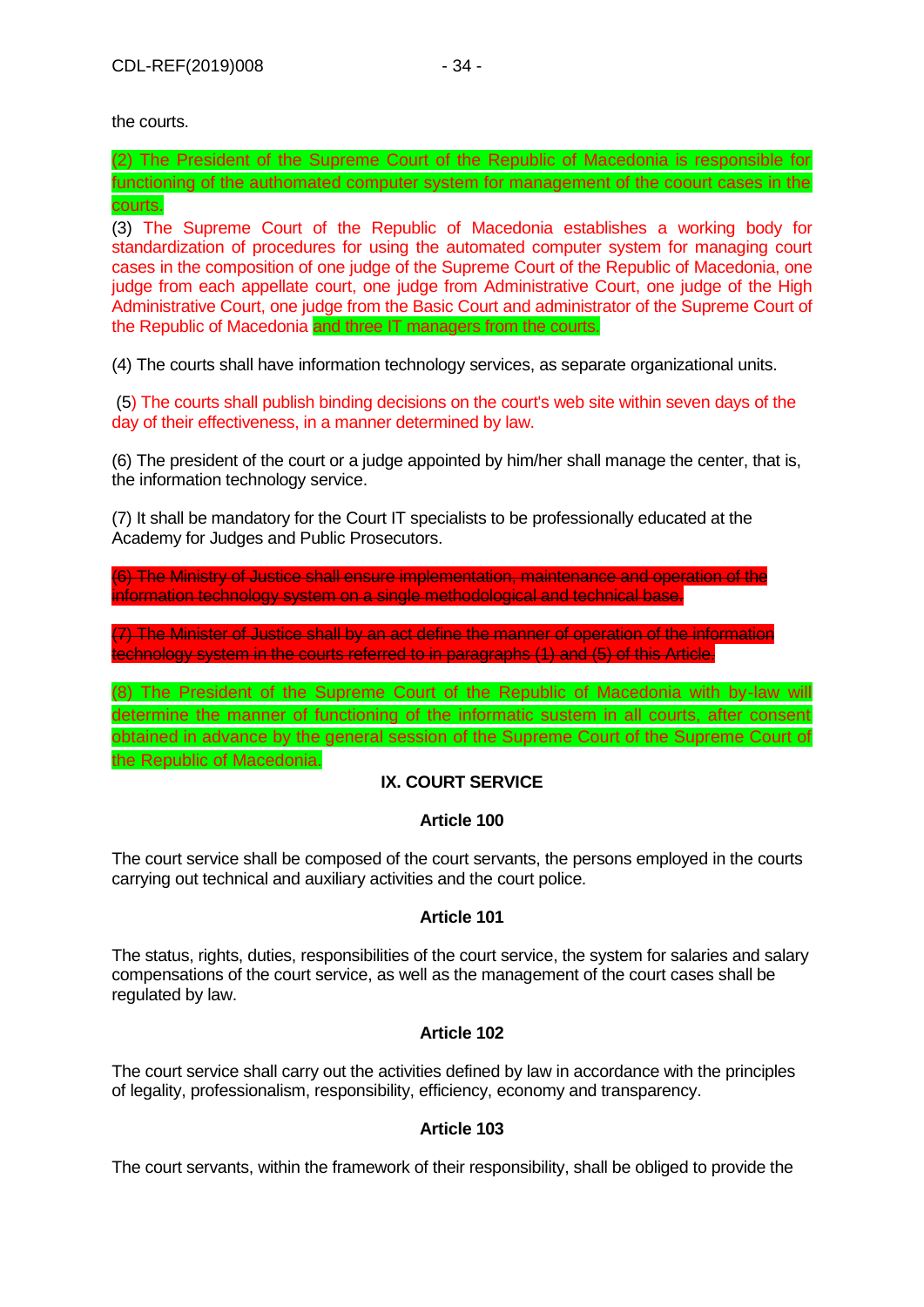the courts.

(2) The President of the Supreme Court of the Republic of Macedonia is responsible for functioning of the authomated computer system for management of the coourt cases in the courts.

(3) The Supreme Court of the Republic of Macedonia establishes a working body for standardization of procedures for using the automated computer system for managing court cases in the composition of one judge of the Supreme Court of the Republic of Macedonia, one judge from each appellate court, one judge from Administrative Court, one judge of the High Administrative Court, one judge from the Basic Court and administrator of the Supreme Court of the Republic of Macedonia and three IT managers from the courts.

(4) The courts shall have information technology services, as separate organizational units.

(5) The courts shall publish binding decisions on the court's web site within seven days of the day of their effectiveness, in a manner determined by law.

(6) The president of the court or a judge appointed by him/her shall manage the center, that is, the information technology service.

(7) It shall be mandatory for the Court IT specialists to be professionally educated at the Academy for Judges and Public Prosecutors.

~~(6) The Ministry of Justice shall ensure implementation, maintenance and operation of the information technology system on a single methodological and technical base.~~

~~(7) The Minister of Justice shall by an act define the manner of operation of the information technology system in the courts referred to in paragraphs (1) and (5) of this Article.~~

(8) The President of the Supreme Court of the Republic of Macedonia with by-law will determine the manner of functioning of the informatic sustem in all courts, after consent obtained in advance by the general session of the Supreme Court of the Supreme Court of the Republic of Macedonia.

## IX. COURT SERVICE

### Article 100

The court service shall be composed of the court servants, the persons employed in the courts carrying out technical and auxiliary activities and the court police.

### Article 101

The status, rights, duties, responsibilities of the court service, the system for salaries and salary compensations of the court service, as well as the management of the court cases shall be regulated by law.

### Article 102

The court service shall carry out the activities defined by law in accordance with the principles of legality, professionalism, responsibility, efficiency, economy and transparency.

### Article 103

The court servants, within the framework of their responsibility, shall be obliged to provide the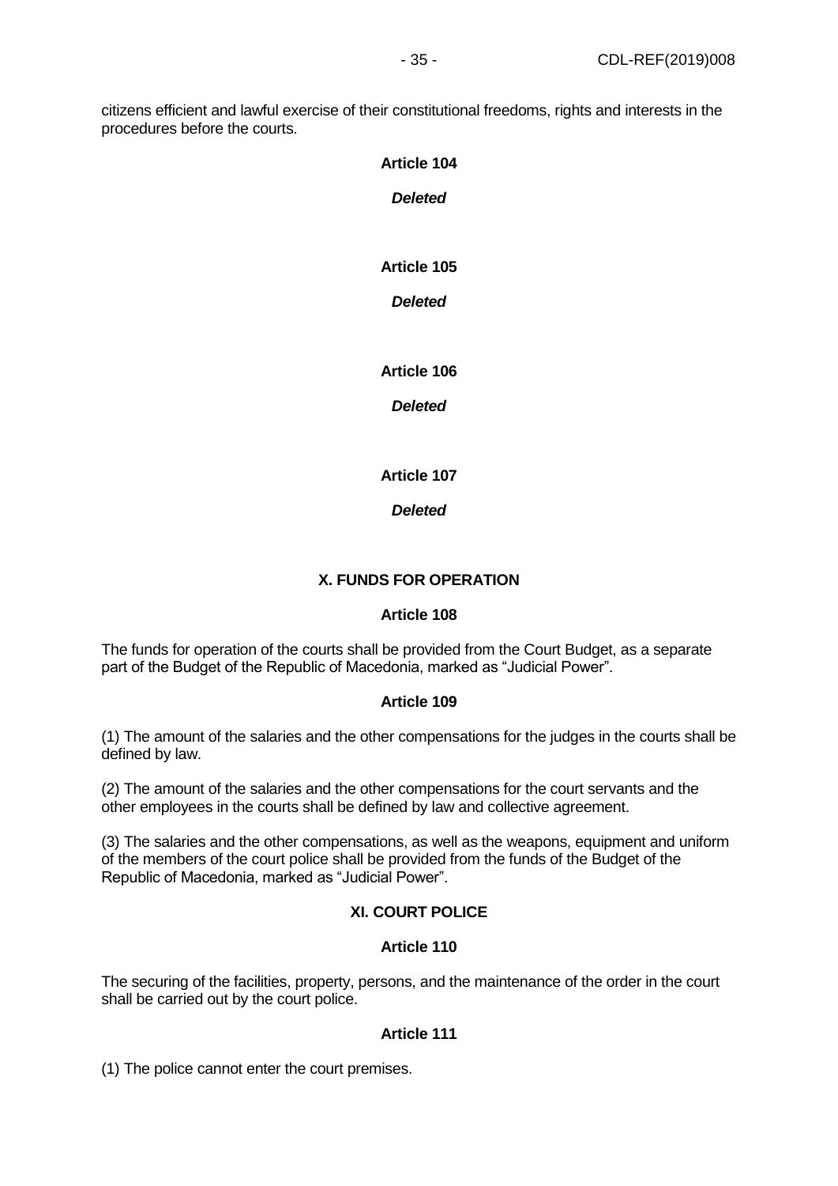citizens efficient and lawful exercise of their constitutional freedoms, rights and interests in the procedures before the courts.

### Article 104

***Deleted***

### Article 105

***Deleted***

### Article 106

***Deleted***

### Article 107

***Deleted***

## X. FUNDS FOR OPERATION

### Article 108

The funds for operation of the courts shall be provided from the Court Budget, as a separate part of the Budget of the Republic of Macedonia, marked as "Judicial Power".

### Article 109

(1) The amount of the salaries and the other compensations for the judges in the courts shall be defined by law.

(2) The amount of the salaries and the other compensations for the court servants and the other employees in the courts shall be defined by law and collective agreement.

(3) The salaries and the other compensations, as well as the weapons, equipment and uniform of the members of the court police shall be provided from the funds of the Budget of the Republic of Macedonia, marked as "Judicial Power".

## XI. COURT POLICE

### Article 110

The securing of the facilities, property, persons, and the maintenance of the order in the court shall be carried out by the court police.

### Article 111

(1) The police cannot enter the court premises.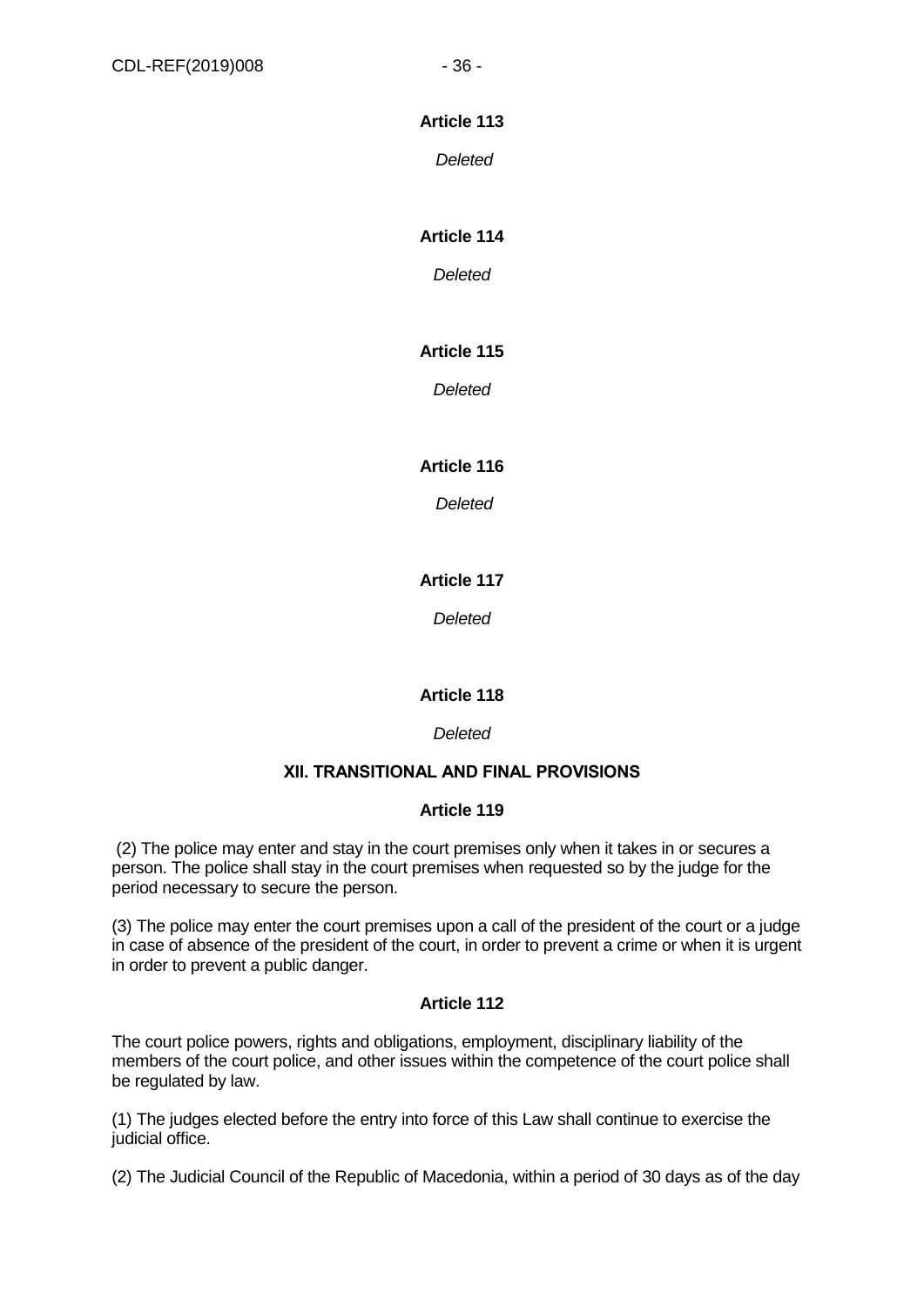**Article 113**

*Deleted*

**Article 114**

*Deleted*

**Article 115**

*Deleted*

**Article 116**

*Deleted*

**Article 117**

*Deleted*

**Article 118**

*Deleted*

## XII. TRANSITIONAL AND FINAL PROVISIONS

**Article 119**

(2) The police may enter and stay in the court premises only when it takes in or secures a person. The police shall stay in the court premises when requested so by the judge for the period necessary to secure the person.

(3) The police may enter the court premises upon a call of the president of the court or a judge in case of absence of the president of the court, in order to prevent a crime or when it is urgent in order to prevent a public danger.

**Article 112**

The court police powers, rights and obligations, employment, disciplinary liability of the members of the court police, and other issues within the competence of the court police shall be regulated by law.

(1) The judges elected before the entry into force of this Law shall continue to exercise the judicial office.

(2) The Judicial Council of the Republic of Macedonia, within a period of 30 days as of the day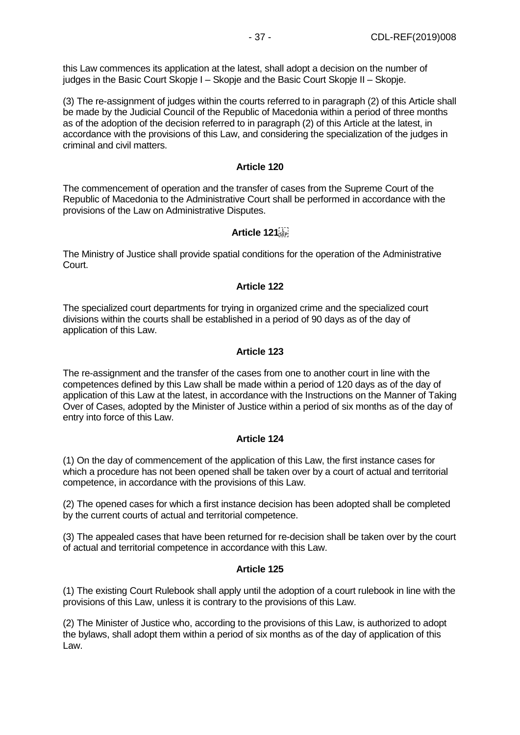this Law commences its application at the latest, shall adopt a decision on the number of judges in the Basic Court Skopje I – Skopje and the Basic Court Skopje II – Skopje.

(3) The re-assignment of judges within the courts referred to in paragraph (2) of this Article shall be made by the Judicial Council of the Republic of Macedonia within a period of three months as of the adoption of the decision referred to in paragraph (2) of this Article at the latest, in accordance with the provisions of this Law, and considering the specialization of the judges in criminal and civil matters.

**Article 120**

The commencement of operation and the transfer of cases from the Supreme Court of the Republic of Macedonia to the Administrative Court shall be performed in accordance with the provisions of the Law on Administrative Disputes.

**Article 121**

The Ministry of Justice shall provide spatial conditions for the operation of the Administrative Court.

**Article 122**

The specialized court departments for trying in organized crime and the specialized court divisions within the courts shall be established in a period of 90 days as of the day of application of this Law.

**Article 123**

The re-assignment and the transfer of the cases from one to another court in line with the competences defined by this Law shall be made within a period of 120 days as of the day of application of this Law at the latest, in accordance with the Instructions on the Manner of Taking Over of Cases, adopted by the Minister of Justice within a period of six months as of the day of entry into force of this Law.

**Article 124**

(1) On the day of commencement of the application of this Law, the first instance cases for which a procedure has not been opened shall be taken over by a court of actual and territorial competence, in accordance with the provisions of this Law.

(2) The opened cases for which a first instance decision has been adopted shall be completed by the current courts of actual and territorial competence.

(3) The appealed cases that have been returned for re-decision shall be taken over by the court of actual and territorial competence in accordance with this Law.

**Article 125**

(1) The existing Court Rulebook shall apply until the adoption of a court rulebook in line with the provisions of this Law, unless it is contrary to the provisions of this Law.

(2) The Minister of Justice who, according to the provisions of this Law, is authorized to adopt the bylaws, shall adopt them within a period of six months as of the day of application of this Law.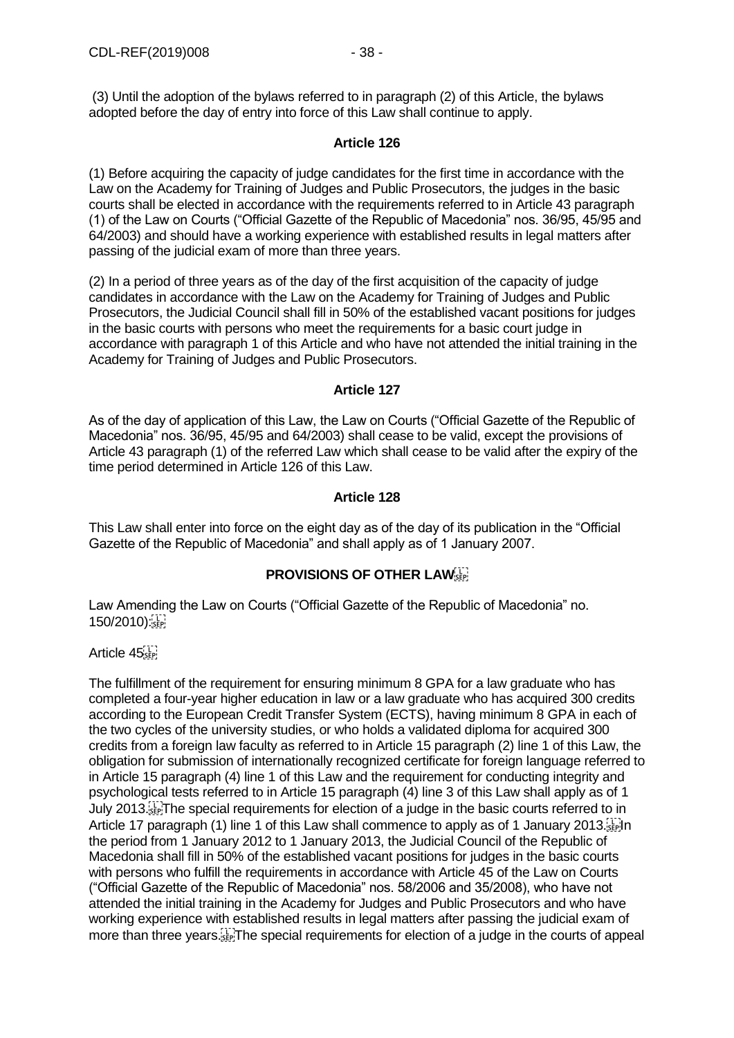(3) Until the adoption of the bylaws referred to in paragraph (2) of this Article, the bylaws adopted before the day of entry into force of this Law shall continue to apply.

**Article 126**

(1) Before acquiring the capacity of judge candidates for the first time in accordance with the Law on the Academy for Training of Judges and Public Prosecutors, the judges in the basic courts shall be elected in accordance with the requirements referred to in Article 43 paragraph (1) of the Law on Courts ("Official Gazette of the Republic of Macedonia" nos. 36/95, 45/95 and 64/2003) and should have a working experience with established results in legal matters after passing of the judicial exam of more than three years.

(2) In a period of three years as of the day of the first acquisition of the capacity of judge candidates in accordance with the Law on the Academy for Training of Judges and Public Prosecutors, the Judicial Council shall fill in 50% of the established vacant positions for judges in the basic courts with persons who meet the requirements for a basic court judge in accordance with paragraph 1 of this Article and who have not attended the initial training in the Academy for Training of Judges and Public Prosecutors.

**Article 127**

As of the day of application of this Law, the Law on Courts ("Official Gazette of the Republic of Macedonia" nos. 36/95, 45/95 and 64/2003) shall cease to be valid, except the provisions of Article 43 paragraph (1) of the referred Law which shall cease to be valid after the expiry of the time period determined in Article 126 of this Law.

**Article 128**

This Law shall enter into force on the eight day as of the day of its publication in the "Official Gazette of the Republic of Macedonia" and shall apply as of 1 January 2007.

**PROVISIONS OF OTHER LAW**

Law Amending the Law on Courts ("Official Gazette of the Republic of Macedonia" no. 150/2010):

Article 45

The fulfillment of the requirement for ensuring minimum 8 GPA for a law graduate who has completed a four-year higher education in law or a law graduate who has acquired 300 credits according to the European Credit Transfer System (ECTS), having minimum 8 GPA in each of the two cycles of the university studies, or who holds a validated diploma for acquired 300 credits from a foreign law faculty as referred to in Article 15 paragraph (2) line 1 of this Law, the obligation for submission of internationally recognized certificate for foreign language referred to in Article 15 paragraph (4) line 1 of this Law and the requirement for conducting integrity and psychological tests referred to in Article 15 paragraph (4) line 3 of this Law shall apply as of 1 July 2013.
The special requirements for election of a judge in the basic courts referred to in Article 17 paragraph (1) line 1 of this Law shall commence to apply as of 1 January 2013.
In the period from 1 January 2012 to 1 January 2013, the Judicial Council of the Republic of Macedonia shall fill in 50% of the established vacant positions for judges in the basic courts with persons who fulfill the requirements in accordance with Article 45 of the Law on Courts ("Official Gazette of the Republic of Macedonia" nos. 58/2006 and 35/2008), who have not attended the initial training in the Academy for Judges and Public Prosecutors and who have working experience with established results in legal matters after passing the judicial exam of more than three years.
The special requirements for election of a judge in the courts of appeal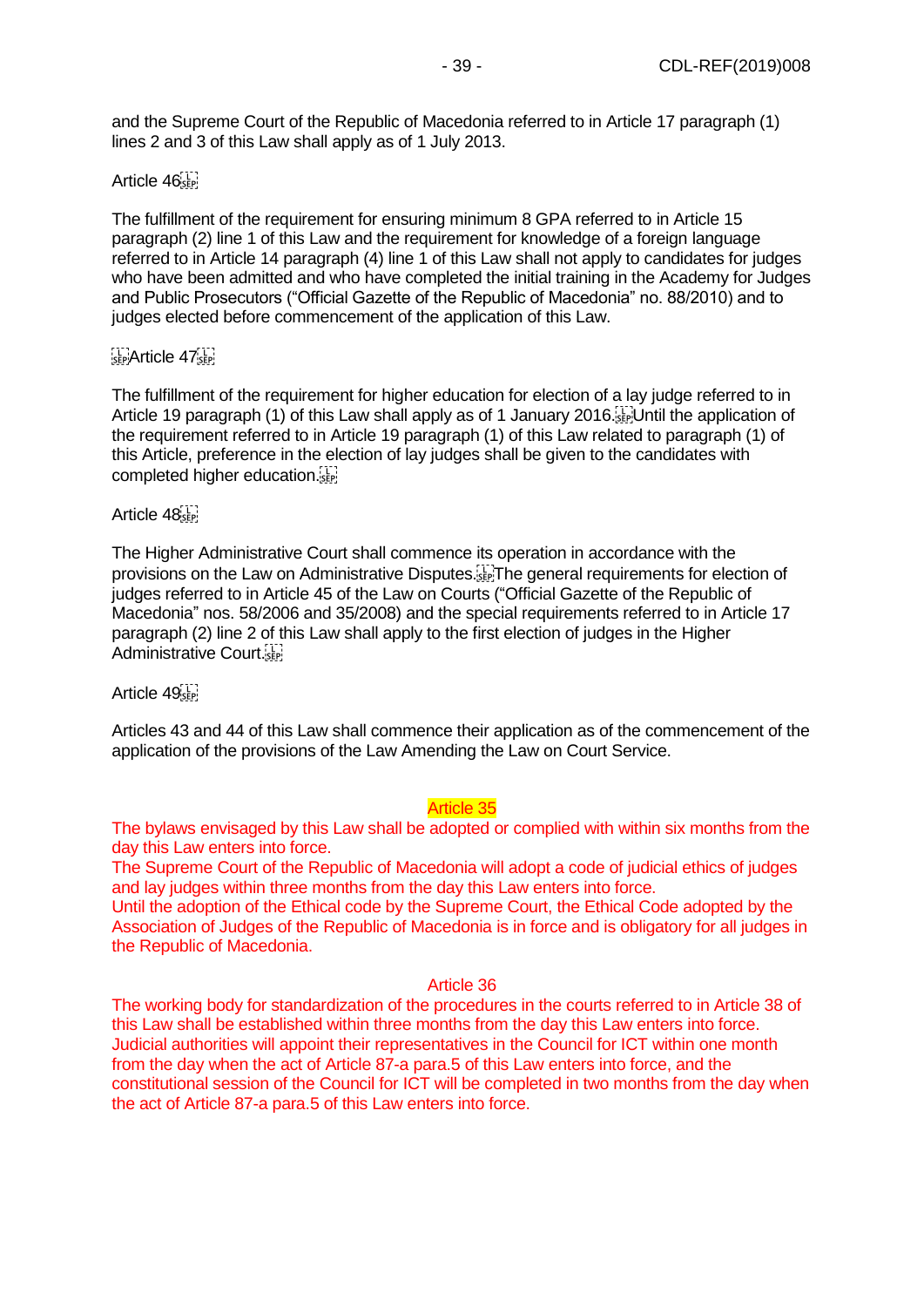and the Supreme Court of the Republic of Macedonia referred to in Article 17 paragraph (1) lines 2 and 3 of this Law shall apply as of 1 July 2013.

Article 46

The fulfillment of the requirement for ensuring minimum 8 GPA referred to in Article 15 paragraph (2) line 1 of this Law and the requirement for knowledge of a foreign language referred to in Article 14 paragraph (4) line 1 of this Law shall not apply to candidates for judges who have been admitted and who have completed the initial training in the Academy for Judges and Public Prosecutors ("Official Gazette of the Republic of Macedonia" no. 88/2010) and to judges elected before commencement of the application of this Law.

Article 47

The fulfillment of the requirement for higher education for election of a lay judge referred to in Article 19 paragraph (1) of this Law shall apply as of 1 January 2016. Until the application of the requirement referred to in Article 19 paragraph (1) of this Law related to paragraph (1) of this Article, preference in the election of lay judges shall be given to the candidates with completed higher education.

Article 48

The Higher Administrative Court shall commence its operation in accordance with the provisions on the Law on Administrative Disputes. The general requirements for election of judges referred to in Article 45 of the Law on Courts ("Official Gazette of the Republic of Macedonia" nos. 58/2006 and 35/2008) and the special requirements referred to in Article 17 paragraph (2) line 2 of this Law shall apply to the first election of judges in the Higher Administrative Court.

Article 49

Articles 43 and 44 of this Law shall commence their application as of the commencement of the application of the provisions of the Law Amending the Law on Court Service.

Article 35

The bylaws envisaged by this Law shall be adopted or complied with within six months from the day this Law enters into force.

The Supreme Court of the Republic of Macedonia will adopt a code of judicial ethics of judges and lay judges within three months from the day this Law enters into force.

Until the adoption of the Ethical code by the Supreme Court, the Ethical Code adopted by the Association of Judges of the Republic of Macedonia is in force and is obligatory for all judges in the Republic of Macedonia.

Article 36

The working body for standardization of the procedures in the courts referred to in Article 38 of this Law shall be established within three months from the day this Law enters into force.

Judicial authorities will appoint their representatives in the Council for ICT within one month from the day when the act of Article 87-a para.5 of this Law enters into force, and the constitutional session of the Council for ICT will be completed in two months from the day when the act of Article 87-a para.5 of this Law enters into force.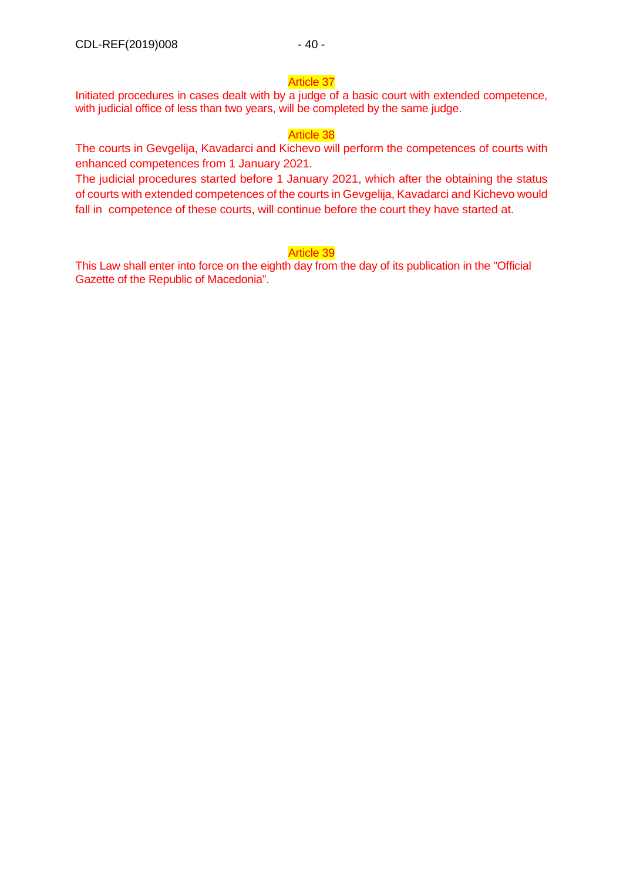### Article 37

Initiated procedures in cases dealt with by a judge of a basic court with extended competence, with judicial office of less than two years, will be completed by the same judge.

### Article 38

The courts in Gevgelija, Kavadarci and Kichevo will perform the competences of courts with enhanced competences from 1 January 2021.

The judicial procedures started before 1 January 2021, which after the obtaining the status of courts with extended competences of the courts in Gevgelija, Kavadarci and Kichevo would fall in competence of these courts, will continue before the court they have started at.

### Article 39

This Law shall enter into force on the eighth day from the day of its publication in the "Official Gazette of the Republic of Macedonia".